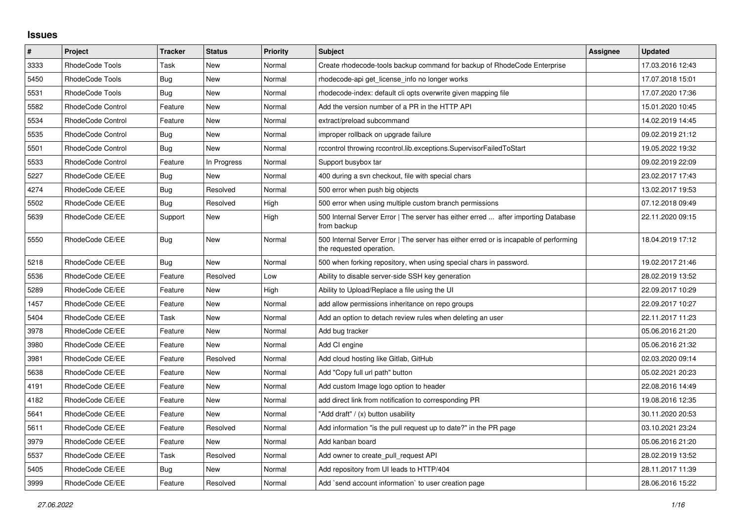# Issues

| # | Project | Tracker | Status | Priority | Subject | Assignee | Updated |
|---|---|---|---|---|---|---|---|
| 3333 | RhodeCode Tools | Task | New | Normal | Create rhodecode-tools backup command for backup of RhodeCode Enterprise | | 17.03.2016 12:43 |
| 5450 | RhodeCode Tools | Bug | New | Normal | rhodecode-api get_license_info no longer works | | 17.07.2018 15:01 |
| 5531 | RhodeCode Tools | Bug | New | Normal | rhodecode-index: default cli opts overwrite given mapping file | | 17.07.2020 17:36 |
| 5582 | RhodeCode Control | Feature | New | Normal | Add the version number of a PR in the HTTP API | | 15.01.2020 10:45 |
| 5534 | RhodeCode Control | Feature | New | Normal | extract/preload subcommand | | 14.02.2019 14:45 |
| 5535 | RhodeCode Control | Bug | New | Normal | improper rollback on upgrade failure | | 09.02.2019 21:12 |
| 5501 | RhodeCode Control | Bug | New | Normal | rccontrol throwing rccontrol.lib.exceptions.SupervisorFailedToStart | | 19.05.2022 19:32 |
| 5533 | RhodeCode Control | Feature | In Progress | Normal | Support busybox tar | | 09.02.2019 22:09 |
| 5227 | RhodeCode CE/EE | Bug | New | Normal | 400 during a svn checkout, file with special chars | | 23.02.2017 17:43 |
| 4274 | RhodeCode CE/EE | Bug | Resolved | Normal | 500 error when push big objects | | 13.02.2017 19:53 |
| 5502 | RhodeCode CE/EE | Bug | Resolved | High | 500 error when using multiple custom branch permissions | | 07.12.2018 09:49 |
| 5639 | RhodeCode CE/EE | Support | New | High | 500 Internal Server Error \| The server has either erred ... after importing Database from backup | | 22.11.2020 09:15 |
| 5550 | RhodeCode CE/EE | Bug | New | Normal | 500 Internal Server Error \| The server has either erred or is incapable of performing the requested operation. | | 18.04.2019 17:12 |
| 5218 | RhodeCode CE/EE | Bug | New | Normal | 500 when forking repository, when using special chars in password. | | 19.02.2017 21:46 |
| 5536 | RhodeCode CE/EE | Feature | Resolved | Low | Ability to disable server-side SSH key generation | | 28.02.2019 13:52 |
| 5289 | RhodeCode CE/EE | Feature | New | High | Ability to Upload/Replace a file using the UI | | 22.09.2017 10:29 |
| 1457 | RhodeCode CE/EE | Feature | New | Normal | add allow permissions inheritance on repo groups | | 22.09.2017 10:27 |
| 5404 | RhodeCode CE/EE | Task | New | Normal | Add an option to detach review rules when deleting an user | | 22.11.2017 11:23 |
| 3978 | RhodeCode CE/EE | Feature | New | Normal | Add bug tracker | | 05.06.2016 21:20 |
| 3980 | RhodeCode CE/EE | Feature | New | Normal | Add CI engine | | 05.06.2016 21:32 |
| 3981 | RhodeCode CE/EE | Feature | Resolved | Normal | Add cloud hosting like Gitlab, GitHub | | 02.03.2020 09:14 |
| 5638 | RhodeCode CE/EE | Feature | New | Normal | Add "Copy full url path" button | | 05.02.2021 20:23 |
| 4191 | RhodeCode CE/EE | Feature | New | Normal | Add custom Image logo option to header | | 22.08.2016 14:49 |
| 4182 | RhodeCode CE/EE | Feature | New | Normal | add direct link from notification to corresponding PR | | 19.08.2016 12:35 |
| 5641 | RhodeCode CE/EE | Feature | New | Normal | "Add draft" / (x) button usability | | 30.11.2020 20:53 |
| 5611 | RhodeCode CE/EE | Feature | Resolved | Normal | Add information "is the pull request up to date?" in the PR page | | 03.10.2021 23:24 |
| 3979 | RhodeCode CE/EE | Feature | New | Normal | Add kanban board | | 05.06.2016 21:20 |
| 5537 | RhodeCode CE/EE | Task | Resolved | Normal | Add owner to create_pull_request API | | 28.02.2019 13:52 |
| 5405 | RhodeCode CE/EE | Bug | New | Normal | Add repository from UI leads to HTTP/404 | | 28.11.2017 11:39 |
| 3999 | RhodeCode CE/EE | Feature | Resolved | Normal | Add `send account information` to user creation page | | 28.06.2016 15:22 |

*27.06.2022*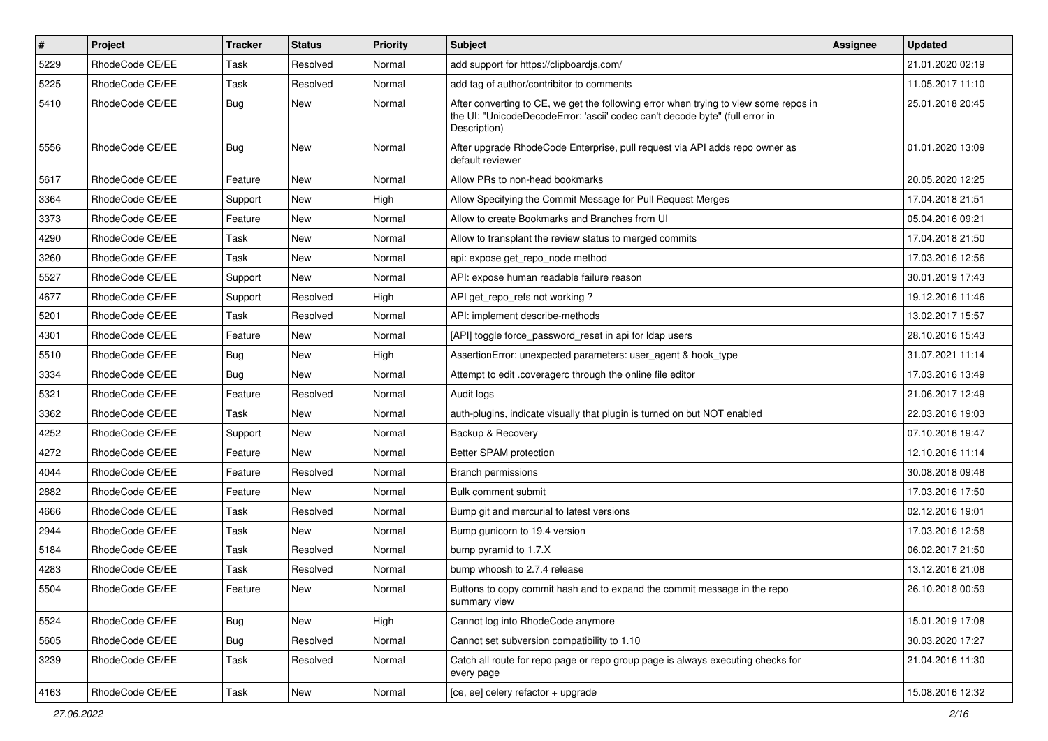| # | Project | Tracker | Status | Priority | Subject | Assignee | Updated |
|---|---|---|---|---|---|---|---|
| 5229 | RhodeCode CE/EE | Task | Resolved | Normal | add support for https://clipboardjs.com/ | | 21.01.2020 02:19 |
| 5225 | RhodeCode CE/EE | Task | Resolved | Normal | add tag of author/contribitor to comments | | 11.05.2017 11:10 |
| 5410 | RhodeCode CE/EE | Bug | New | Normal | After converting to CE, we get the following error when trying to view some repos in the UI: "UnicodeDecodeError: 'ascii' codec can't decode byte" (full error in Description) | | 25.01.2018 20:45 |
| 5556 | RhodeCode CE/EE | Bug | New | Normal | After upgrade RhodeCode Enterprise, pull request via API adds repo owner as default reviewer | | 01.01.2020 13:09 |
| 5617 | RhodeCode CE/EE | Feature | New | Normal | Allow PRs to non-head bookmarks | | 20.05.2020 12:25 |
| 3364 | RhodeCode CE/EE | Support | New | High | Allow Specifying the Commit Message for Pull Request Merges | | 17.04.2018 21:51 |
| 3373 | RhodeCode CE/EE | Feature | New | Normal | Allow to create Bookmarks and Branches from UI | | 05.04.2016 09:21 |
| 4290 | RhodeCode CE/EE | Task | New | Normal | Allow to transplant the review status to merged commits | | 17.04.2018 21:50 |
| 3260 | RhodeCode CE/EE | Task | New | Normal | api: expose get_repo_node method | | 17.03.2016 12:56 |
| 5527 | RhodeCode CE/EE | Support | New | Normal | API: expose human readable failure reason | | 30.01.2019 17:43 |
| 4677 | RhodeCode CE/EE | Support | Resolved | High | API get_repo_refs not working ? | | 19.12.2016 11:46 |
| 5201 | RhodeCode CE/EE | Task | Resolved | Normal | API: implement describe-methods | | 13.02.2017 15:57 |
| 4301 | RhodeCode CE/EE | Feature | New | Normal | [API] toggle force_password_reset in api for ldap users | | 28.10.2016 15:43 |
| 5510 | RhodeCode CE/EE | Bug | New | High | AssertionError: unexpected parameters: user_agent & hook_type | | 31.07.2021 11:14 |
| 3334 | RhodeCode CE/EE | Bug | New | Normal | Attempt to edit .coveragerc through the online file editor | | 17.03.2016 13:49 |
| 5321 | RhodeCode CE/EE | Feature | Resolved | Normal | Audit logs | | 21.06.2017 12:49 |
| 3362 | RhodeCode CE/EE | Task | New | Normal | auth-plugins, indicate visually that plugin is turned on but NOT enabled | | 22.03.2016 19:03 |
| 4252 | RhodeCode CE/EE | Support | New | Normal | Backup & Recovery | | 07.10.2016 19:47 |
| 4272 | RhodeCode CE/EE | Feature | New | Normal | Better SPAM protection | | 12.10.2016 11:14 |
| 4044 | RhodeCode CE/EE | Feature | Resolved | Normal | Branch permissions | | 30.08.2018 09:48 |
| 2882 | RhodeCode CE/EE | Feature | New | Normal | Bulk comment submit | | 17.03.2016 17:50 |
| 4666 | RhodeCode CE/EE | Task | Resolved | Normal | Bump git and mercurial to latest versions | | 02.12.2016 19:01 |
| 2944 | RhodeCode CE/EE | Task | New | Normal | Bump gunicorn to 19.4 version | | 17.03.2016 12:58 |
| 5184 | RhodeCode CE/EE | Task | Resolved | Normal | bump pyramid to 1.7.X | | 06.02.2017 21:50 |
| 4283 | RhodeCode CE/EE | Task | Resolved | Normal | bump whoosh to 2.7.4 release | | 13.12.2016 21:08 |
| 5504 | RhodeCode CE/EE | Feature | New | Normal | Buttons to copy commit hash and to expand the commit message in the repo summary view | | 26.10.2018 00:59 |
| 5524 | RhodeCode CE/EE | Bug | New | High | Cannot log into RhodeCode anymore | | 15.01.2019 17:08 |
| 5605 | RhodeCode CE/EE | Bug | Resolved | Normal | Cannot set subversion compatibility to 1.10 | | 30.03.2020 17:27 |
| 3239 | RhodeCode CE/EE | Task | Resolved | Normal | Catch all route for repo page or repo group page is always executing checks for every page | | 21.04.2016 11:30 |
| 4163 | RhodeCode CE/EE | Task | New | Normal | [ce, ee] celery refactor + upgrade | | 15.08.2016 12:32 |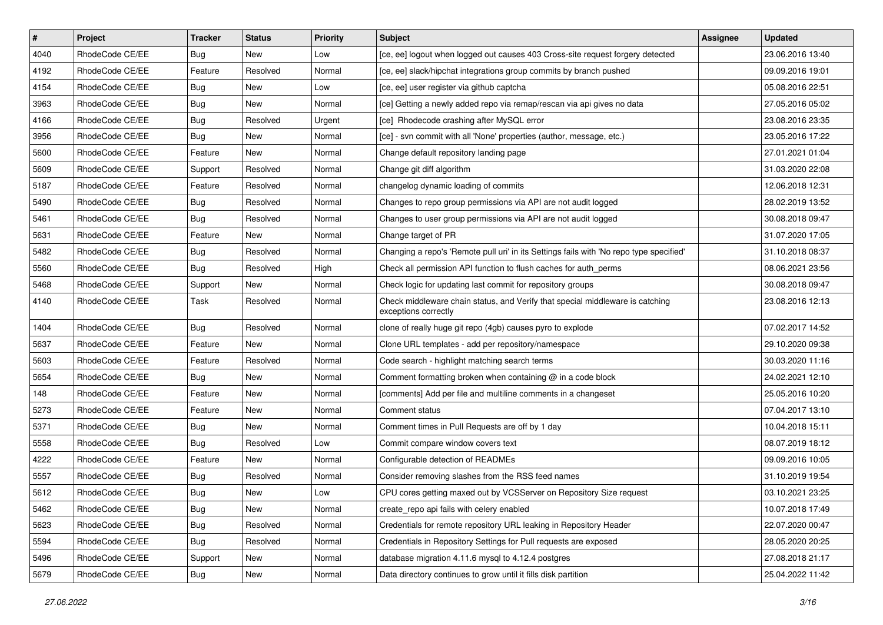| # | Project | Tracker | Status | Priority | Subject | Assignee | Updated |
|---|---|---|---|---|---|---|---|
| 4040 | RhodeCode CE/EE | Bug | New | Low | [ce, ee] logout when logged out causes 403 Cross-site request forgery detected | | 23.06.2016 13:40 |
| 4192 | RhodeCode CE/EE | Feature | Resolved | Normal | [ce, ee] slack/hipchat integrations group commits by branch pushed | | 09.09.2016 19:01 |
| 4154 | RhodeCode CE/EE | Bug | New | Low | [ce, ee] user register via github captcha | | 05.08.2016 22:51 |
| 3963 | RhodeCode CE/EE | Bug | New | Normal | [ce] Getting a newly added repo via remap/rescan via api gives no data | | 27.05.2016 05:02 |
| 4166 | RhodeCode CE/EE | Bug | Resolved | Urgent | [ce] Rhodecode crashing after MySQL error | | 23.08.2016 23:35 |
| 3956 | RhodeCode CE/EE | Bug | New | Normal | [ce] - svn commit with all 'None' properties (author, message, etc.) | | 23.05.2016 17:22 |
| 5600 | RhodeCode CE/EE | Feature | New | Normal | Change default repository landing page | | 27.01.2021 01:04 |
| 5609 | RhodeCode CE/EE | Support | Resolved | Normal | Change git diff algorithm | | 31.03.2020 22:08 |
| 5187 | RhodeCode CE/EE | Feature | Resolved | Normal | changelog dynamic loading of commits | | 12.06.2018 12:31 |
| 5490 | RhodeCode CE/EE | Bug | Resolved | Normal | Changes to repo group permissions via API are not audit logged | | 28.02.2019 13:52 |
| 5461 | RhodeCode CE/EE | Bug | Resolved | Normal | Changes to user group permissions via API are not audit logged | | 30.08.2018 09:47 |
| 5631 | RhodeCode CE/EE | Feature | New | Normal | Change target of PR | | 31.07.2020 17:05 |
| 5482 | RhodeCode CE/EE | Bug | Resolved | Normal | Changing a repo's 'Remote pull uri' in its Settings fails with 'No repo type specified' | | 31.10.2018 08:37 |
| 5560 | RhodeCode CE/EE | Bug | Resolved | High | Check all permission API function to flush caches for auth_perms | | 08.06.2021 23:56 |
| 5468 | RhodeCode CE/EE | Support | New | Normal | Check logic for updating last commit for repository groups | | 30.08.2018 09:47 |
| 4140 | RhodeCode CE/EE | Task | Resolved | Normal | Check middleware chain status, and Verify that special middleware is catching exceptions correctly | | 23.08.2016 12:13 |
| 1404 | RhodeCode CE/EE | Bug | Resolved | Normal | clone of really huge git repo (4gb) causes pyro to explode | | 07.02.2017 14:52 |
| 5637 | RhodeCode CE/EE | Feature | New | Normal | Clone URL templates - add per repository/namespace | | 29.10.2020 09:38 |
| 5603 | RhodeCode CE/EE | Feature | Resolved | Normal | Code search - highlight matching search terms | | 30.03.2020 11:16 |
| 5654 | RhodeCode CE/EE | Bug | New | Normal | Comment formatting broken when containing @ in a code block | | 24.02.2021 12:10 |
| 148 | RhodeCode CE/EE | Feature | New | Normal | [comments] Add per file and multiline comments in a changeset | | 25.05.2016 10:20 |
| 5273 | RhodeCode CE/EE | Feature | New | Normal | Comment status | | 07.04.2017 13:10 |
| 5371 | RhodeCode CE/EE | Bug | New | Normal | Comment times in Pull Requests are off by 1 day | | 10.04.2018 15:11 |
| 5558 | RhodeCode CE/EE | Bug | Resolved | Low | Commit compare window covers text | | 08.07.2019 18:12 |
| 4222 | RhodeCode CE/EE | Feature | New | Normal | Configurable detection of READMEs | | 09.09.2016 10:05 |
| 5557 | RhodeCode CE/EE | Bug | Resolved | Normal | Consider removing slashes from the RSS feed names | | 31.10.2019 19:54 |
| 5612 | RhodeCode CE/EE | Bug | New | Low | CPU cores getting maxed out by VCSServer on Repository Size request | | 03.10.2021 23:25 |
| 5462 | RhodeCode CE/EE | Bug | New | Normal | create_repo api fails with celery enabled | | 10.07.2018 17:49 |
| 5623 | RhodeCode CE/EE | Bug | Resolved | Normal | Credentials for remote repository URL leaking in Repository Header | | 22.07.2020 00:47 |
| 5594 | RhodeCode CE/EE | Bug | Resolved | Normal | Credentials in Repository Settings for Pull requests are exposed | | 28.05.2020 20:25 |
| 5496 | RhodeCode CE/EE | Support | New | Normal | database migration 4.11.6 mysql to 4.12.4 postgres | | 27.08.2018 21:17 |
| 5679 | RhodeCode CE/EE | Bug | New | Normal | Data directory continues to grow until it fills disk partition | | 25.04.2022 11:42 |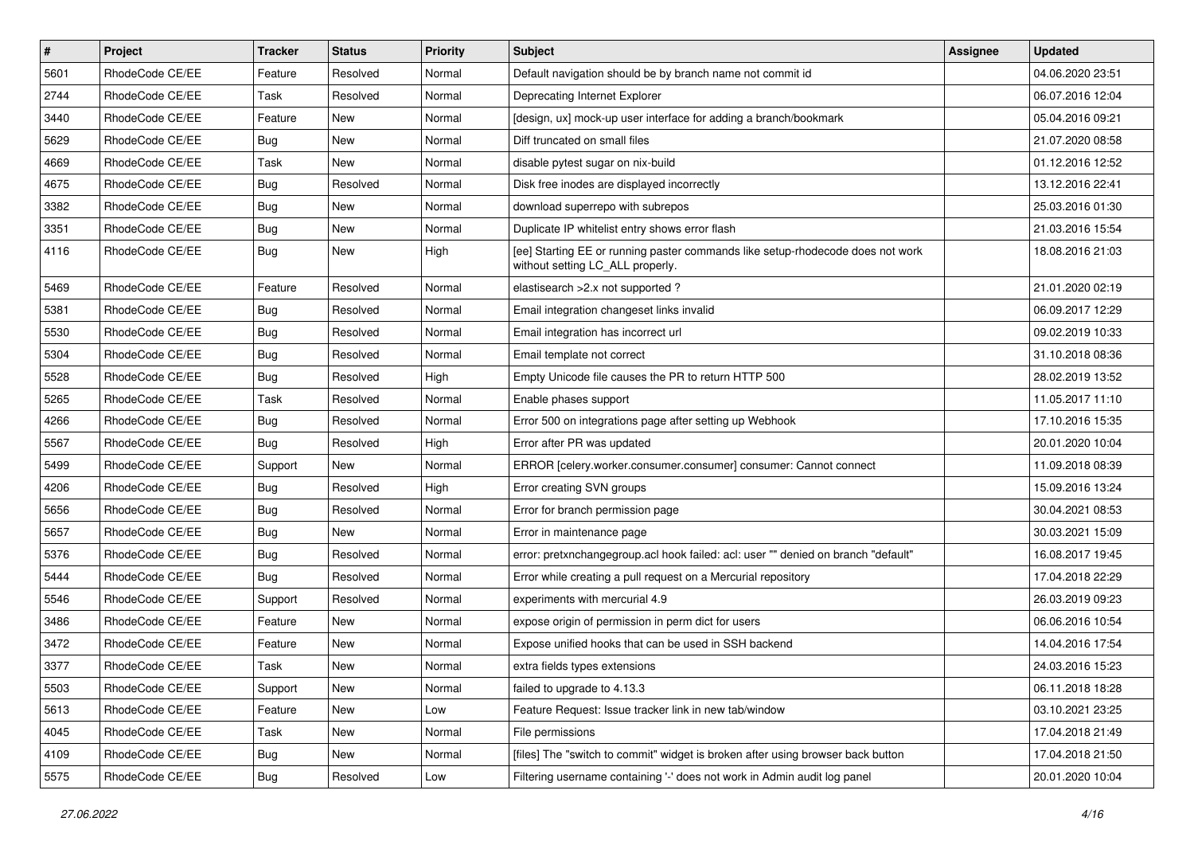| # | Project | Tracker | Status | Priority | Subject | Assignee | Updated |
|---|---|---|---|---|---|---|---|
| 5601 | RhodeCode CE/EE | Feature | Resolved | Normal | Default navigation should be by branch name not commit id | | 04.06.2020 23:51 |
| 2744 | RhodeCode CE/EE | Task | Resolved | Normal | Deprecating Internet Explorer | | 06.07.2016 12:04 |
| 3440 | RhodeCode CE/EE | Feature | New | Normal | [design, ux] mock-up user interface for adding a branch/bookmark | | 05.04.2016 09:21 |
| 5629 | RhodeCode CE/EE | Bug | New | Normal | Diff truncated on small files | | 21.07.2020 08:58 |
| 4669 | RhodeCode CE/EE | Task | New | Normal | disable pytest sugar on nix-build | | 01.12.2016 12:52 |
| 4675 | RhodeCode CE/EE | Bug | Resolved | Normal | Disk free inodes are displayed incorrectly | | 13.12.2016 22:41 |
| 3382 | RhodeCode CE/EE | Bug | New | Normal | download superrepo with subrepos | | 25.03.2016 01:30 |
| 3351 | RhodeCode CE/EE | Bug | New | Normal | Duplicate IP whitelist entry shows error flash | | 21.03.2016 15:54 |
| 4116 | RhodeCode CE/EE | Bug | New | High | [ee] Starting EE or running paster commands like setup-rhodecode does not work without setting LC_ALL properly. | | 18.08.2016 21:03 |
| 5469 | RhodeCode CE/EE | Feature | Resolved | Normal | elastisearch >2.x not supported ? | | 21.01.2020 02:19 |
| 5381 | RhodeCode CE/EE | Bug | Resolved | Normal | Email integration changeset links invalid | | 06.09.2017 12:29 |
| 5530 | RhodeCode CE/EE | Bug | Resolved | Normal | Email integration has incorrect url | | 09.02.2019 10:33 |
| 5304 | RhodeCode CE/EE | Bug | Resolved | Normal | Email template not correct | | 31.10.2018 08:36 |
| 5528 | RhodeCode CE/EE | Bug | Resolved | High | Empty Unicode file causes the PR to return HTTP 500 | | 28.02.2019 13:52 |
| 5265 | RhodeCode CE/EE | Task | Resolved | Normal | Enable phases support | | 11.05.2017 11:10 |
| 4266 | RhodeCode CE/EE | Bug | Resolved | Normal | Error 500 on integrations page after setting up Webhook | | 17.10.2016 15:35 |
| 5567 | RhodeCode CE/EE | Bug | Resolved | High | Error after PR was updated | | 20.01.2020 10:04 |
| 5499 | RhodeCode CE/EE | Support | New | Normal | ERROR [celery.worker.consumer.consumer] consumer: Cannot connect | | 11.09.2018 08:39 |
| 4206 | RhodeCode CE/EE | Bug | Resolved | High | Error creating SVN groups | | 15.09.2016 13:24 |
| 5656 | RhodeCode CE/EE | Bug | Resolved | Normal | Error for branch permission page | | 30.04.2021 08:53 |
| 5657 | RhodeCode CE/EE | Bug | New | Normal | Error in maintenance page | | 30.03.2021 15:09 |
| 5376 | RhodeCode CE/EE | Bug | Resolved | Normal | error: pretxnchangegroup.acl hook failed: acl: user "" denied on branch "default" | | 16.08.2017 19:45 |
| 5444 | RhodeCode CE/EE | Bug | Resolved | Normal | Error while creating a pull request on a Mercurial repository | | 17.04.2018 22:29 |
| 5546 | RhodeCode CE/EE | Support | Resolved | Normal | experiments with mercurial 4.9 | | 26.03.2019 09:23 |
| 3486 | RhodeCode CE/EE | Feature | New | Normal | expose origin of permission in perm dict for users | | 06.06.2016 10:54 |
| 3472 | RhodeCode CE/EE | Feature | New | Normal | Expose unified hooks that can be used in SSH backend | | 14.04.2016 17:54 |
| 3377 | RhodeCode CE/EE | Task | New | Normal | extra fields types extensions | | 24.03.2016 15:23 |
| 5503 | RhodeCode CE/EE | Support | New | Normal | failed to upgrade to 4.13.3 | | 06.11.2018 18:28 |
| 5613 | RhodeCode CE/EE | Feature | New | Low | Feature Request: Issue tracker link in new tab/window | | 03.10.2021 23:25 |
| 4045 | RhodeCode CE/EE | Task | New | Normal | File permissions | | 17.04.2018 21:49 |
| 4109 | RhodeCode CE/EE | Bug | New | Normal | [files] The "switch to commit" widget is broken after using browser back button | | 17.04.2018 21:50 |
| 5575 | RhodeCode CE/EE | Bug | Resolved | Low | Filtering username containing '-' does not work in Admin audit log panel | | 20.01.2020 10:04 |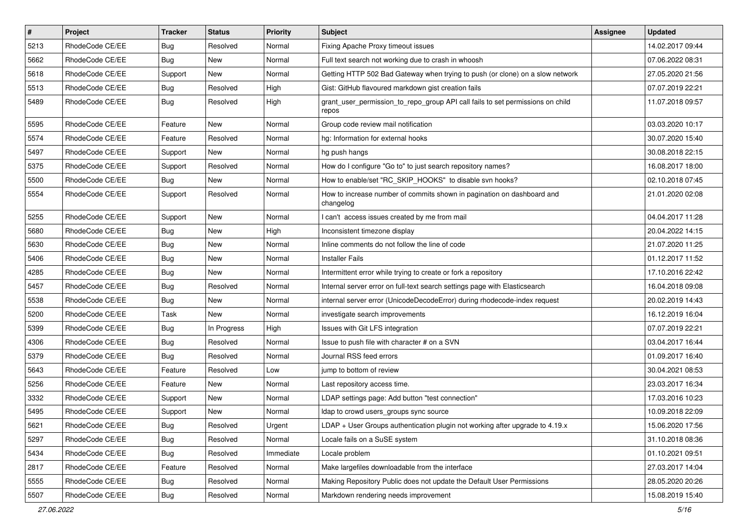| # | Project | Tracker | Status | Priority | Subject | Assignee | Updated |
|---|---|---|---|---|---|---|---|
| 5213 | RhodeCode CE/EE | Bug | Resolved | Normal | Fixing Apache Proxy timeout issues | | 14.02.2017 09:44 |
| 5662 | RhodeCode CE/EE | Bug | New | Normal | Full text search not working due to crash in whoosh | | 07.06.2022 08:31 |
| 5618 | RhodeCode CE/EE | Support | New | Normal | Getting HTTP 502 Bad Gateway when trying to push (or clone) on a slow network | | 27.05.2020 21:56 |
| 5513 | RhodeCode CE/EE | Bug | Resolved | High | Gist: GitHub flavoured markdown gist creation fails | | 07.07.2019 22:21 |
| 5489 | RhodeCode CE/EE | Bug | Resolved | High | grant_user_permission_to_repo_group API call fails to set permissions on child repos | | 11.07.2018 09:57 |
| 5595 | RhodeCode CE/EE | Feature | New | Normal | Group code review mail notification | | 03.03.2020 10:17 |
| 5574 | RhodeCode CE/EE | Feature | Resolved | Normal | hg: Information for external hooks | | 30.07.2020 15:40 |
| 5497 | RhodeCode CE/EE | Support | New | Normal | hg push hangs | | 30.08.2018 22:15 |
| 5375 | RhodeCode CE/EE | Support | Resolved | Normal | How do I configure "Go to" to just search repository names? | | 16.08.2017 18:00 |
| 5500 | RhodeCode CE/EE | Bug | New | Normal | How to enable/set "RC_SKIP_HOOKS" to disable svn hooks? | | 02.10.2018 07:45 |
| 5554 | RhodeCode CE/EE | Support | Resolved | Normal | How to increase number of commits shown in pagination on dashboard and changelog | | 21.01.2020 02:08 |
| 5255 | RhodeCode CE/EE | Support | New | Normal | I can't access issues created by me from mail | | 04.04.2017 11:28 |
| 5680 | RhodeCode CE/EE | Bug | New | High | Inconsistent timezone display | | 20.04.2022 14:15 |
| 5630 | RhodeCode CE/EE | Bug | New | Normal | Inline comments do not follow the line of code | | 21.07.2020 11:25 |
| 5406 | RhodeCode CE/EE | Bug | New | Normal | Installer Fails | | 01.12.2017 11:52 |
| 4285 | RhodeCode CE/EE | Bug | New | Normal | Intermittent error while trying to create or fork a repository | | 17.10.2016 22:42 |
| 5457 | RhodeCode CE/EE | Bug | Resolved | Normal | Internal server error on full-text search settings page with Elasticsearch | | 16.04.2018 09:08 |
| 5538 | RhodeCode CE/EE | Bug | New | Normal | internal server error (UnicodeDecodeError) during rhodecode-index request | | 20.02.2019 14:43 |
| 5200 | RhodeCode CE/EE | Task | New | Normal | investigate search improvements | | 16.12.2019 16:04 |
| 5399 | RhodeCode CE/EE | Bug | In Progress | High | Issues with Git LFS integration | | 07.07.2019 22:21 |
| 4306 | RhodeCode CE/EE | Bug | Resolved | Normal | Issue to push file with character # on a SVN | | 03.04.2017 16:44 |
| 5379 | RhodeCode CE/EE | Bug | Resolved | Normal | Journal RSS feed errors | | 01.09.2017 16:40 |
| 5643 | RhodeCode CE/EE | Feature | Resolved | Low | jump to bottom of review | | 30.04.2021 08:53 |
| 5256 | RhodeCode CE/EE | Feature | New | Normal | Last repository access time. | | 23.03.2017 16:34 |
| 3332 | RhodeCode CE/EE | Support | New | Normal | LDAP settings page: Add button "test connection" | | 17.03.2016 10:23 |
| 5495 | RhodeCode CE/EE | Support | New | Normal | ldap to crowd users_groups sync source | | 10.09.2018 22:09 |
| 5621 | RhodeCode CE/EE | Bug | Resolved | Urgent | LDAP + User Groups authentication plugin not working after upgrade to 4.19.x | | 15.06.2020 17:56 |
| 5297 | RhodeCode CE/EE | Bug | Resolved | Normal | Locale fails on a SuSE system | | 31.10.2018 08:36 |
| 5434 | RhodeCode CE/EE | Bug | Resolved | Immediate | Locale problem | | 01.10.2021 09:51 |
| 2817 | RhodeCode CE/EE | Feature | Resolved | Normal | Make largefiles downloadable from the interface | | 27.03.2017 14:04 |
| 5555 | RhodeCode CE/EE | Bug | Resolved | Normal | Making Repository Public does not update the Default User Permissions | | 28.05.2020 20:26 |
| 5507 | RhodeCode CE/EE | Bug | Resolved | Normal | Markdown rendering needs improvement | | 15.08.2019 15:40 |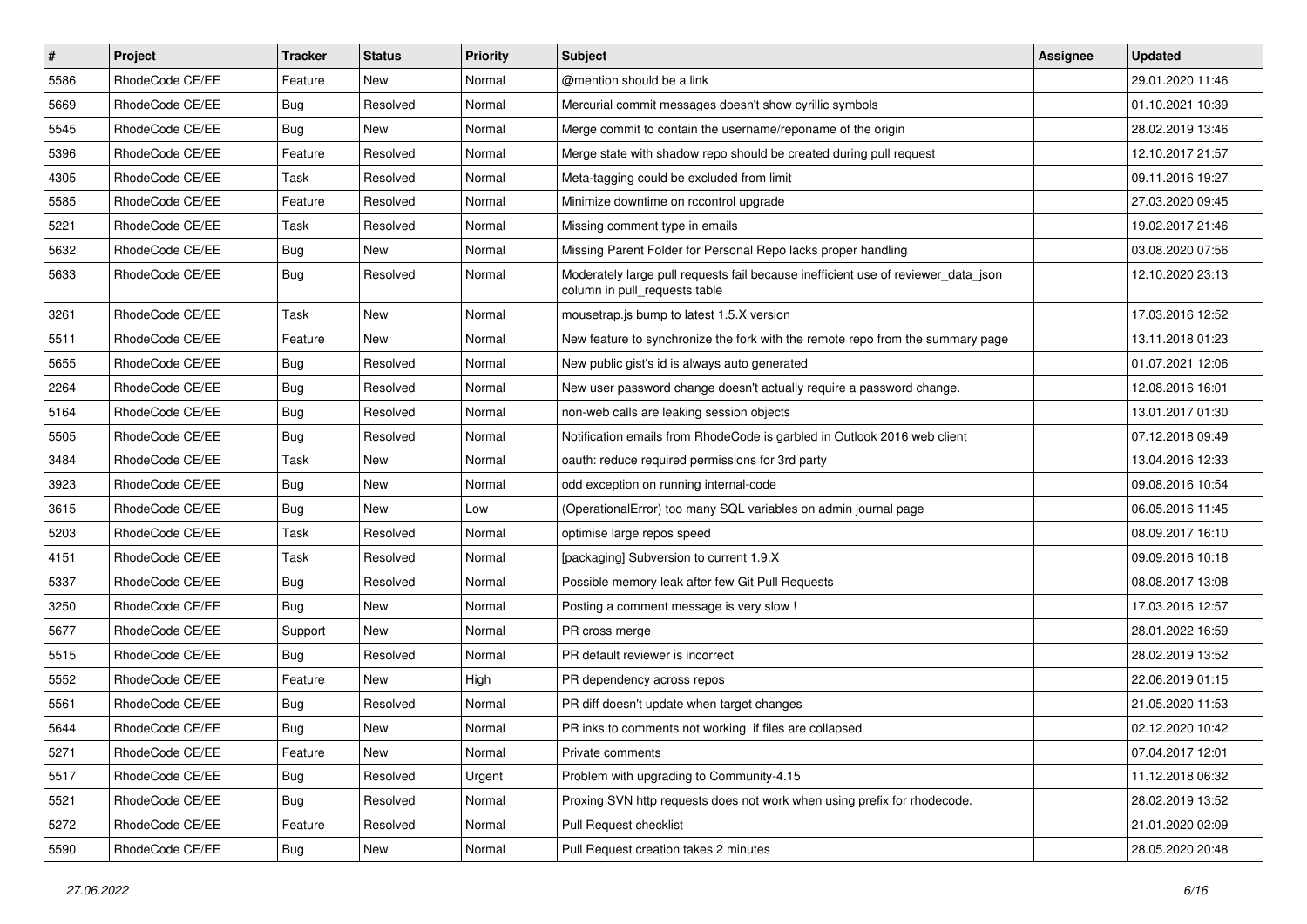| # | Project | Tracker | Status | Priority | Subject | Assignee | Updated |
|---|---|---|---|---|---|---|---|
| 5586 | RhodeCode CE/EE | Feature | New | Normal | @mention should be a link | | 29.01.2020 11:46 |
| 5669 | RhodeCode CE/EE | Bug | Resolved | Normal | Mercurial commit messages doesn't show cyrillic symbols | | 01.10.2021 10:39 |
| 5545 | RhodeCode CE/EE | Bug | New | Normal | Merge commit to contain the username/reponame of the origin | | 28.02.2019 13:46 |
| 5396 | RhodeCode CE/EE | Feature | Resolved | Normal | Merge state with shadow repo should be created during pull request | | 12.10.2017 21:57 |
| 4305 | RhodeCode CE/EE | Task | Resolved | Normal | Meta-tagging could be excluded from limit | | 09.11.2016 19:27 |
| 5585 | RhodeCode CE/EE | Feature | Resolved | Normal | Minimize downtime on rccontrol upgrade | | 27.03.2020 09:45 |
| 5221 | RhodeCode CE/EE | Task | Resolved | Normal | Missing comment type in emails | | 19.02.2017 21:46 |
| 5632 | RhodeCode CE/EE | Bug | New | Normal | Missing Parent Folder for Personal Repo lacks proper handling | | 03.08.2020 07:56 |
| 5633 | RhodeCode CE/EE | Bug | Resolved | Normal | Moderately large pull requests fail because inefficient use of reviewer_data_json column in pull_requests table | | 12.10.2020 23:13 |
| 3261 | RhodeCode CE/EE | Task | New | Normal | mousetrap.js bump to latest 1.5.X version | | 17.03.2016 12:52 |
| 5511 | RhodeCode CE/EE | Feature | New | Normal | New feature to synchronize the fork with the remote repo from the summary page | | 13.11.2018 01:23 |
| 5655 | RhodeCode CE/EE | Bug | Resolved | Normal | New public gist's id is always auto generated | | 01.07.2021 12:06 |
| 2264 | RhodeCode CE/EE | Bug | Resolved | Normal | New user password change doesn't actually require a password change. | | 12.08.2016 16:01 |
| 5164 | RhodeCode CE/EE | Bug | Resolved | Normal | non-web calls are leaking session objects | | 13.01.2017 01:30 |
| 5505 | RhodeCode CE/EE | Bug | Resolved | Normal | Notification emails from RhodeCode is garbled in Outlook 2016 web client | | 07.12.2018 09:49 |
| 3484 | RhodeCode CE/EE | Task | New | Normal | oauth: reduce required permissions for 3rd party | | 13.04.2016 12:33 |
| 3923 | RhodeCode CE/EE | Bug | New | Normal | odd exception on running internal-code | | 09.08.2016 10:54 |
| 3615 | RhodeCode CE/EE | Bug | New | Low | (OperationalError) too many SQL variables on admin journal page | | 06.05.2016 11:45 |
| 5203 | RhodeCode CE/EE | Task | Resolved | Normal | optimise large repos speed | | 08.09.2017 16:10 |
| 4151 | RhodeCode CE/EE | Task | Resolved | Normal | [packaging] Subversion to current 1.9.X | | 09.09.2016 10:18 |
| 5337 | RhodeCode CE/EE | Bug | Resolved | Normal | Possible memory leak after few Git Pull Requests | | 08.08.2017 13:08 |
| 3250 | RhodeCode CE/EE | Bug | New | Normal | Posting a comment message is very slow ! | | 17.03.2016 12:57 |
| 5677 | RhodeCode CE/EE | Support | New | Normal | PR cross merge | | 28.01.2022 16:59 |
| 5515 | RhodeCode CE/EE | Bug | Resolved | Normal | PR default reviewer is incorrect | | 28.02.2019 13:52 |
| 5552 | RhodeCode CE/EE | Feature | New | High | PR dependency across repos | | 22.06.2019 01:15 |
| 5561 | RhodeCode CE/EE | Bug | Resolved | Normal | PR diff doesn't update when target changes | | 21.05.2020 11:53 |
| 5644 | RhodeCode CE/EE | Bug | New | Normal | PR inks to comments not working if files are collapsed | | 02.12.2020 10:42 |
| 5271 | RhodeCode CE/EE | Feature | New | Normal | Private comments | | 07.04.2017 12:01 |
| 5517 | RhodeCode CE/EE | Bug | Resolved | Urgent | Problem with upgrading to Community-4.15 | | 11.12.2018 06:32 |
| 5521 | RhodeCode CE/EE | Bug | Resolved | Normal | Proxing SVN http requests does not work when using prefix for rhodecode. | | 28.02.2019 13:52 |
| 5272 | RhodeCode CE/EE | Feature | Resolved | Normal | Pull Request checklist | | 21.01.2020 02:09 |
| 5590 | RhodeCode CE/EE | Bug | New | Normal | Pull Request creation takes 2 minutes | | 28.05.2020 20:48 |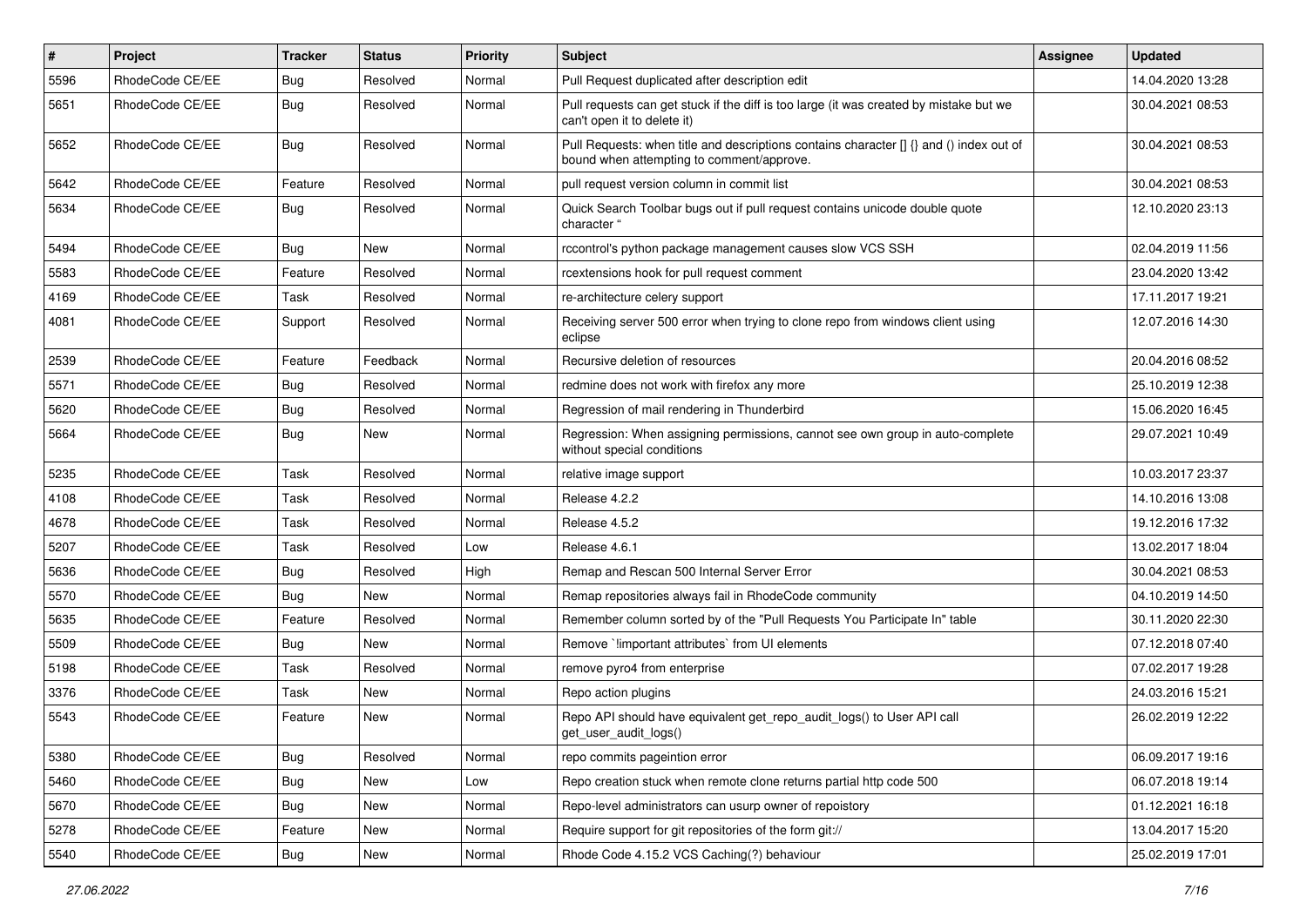| # | Project | Tracker | Status | Priority | Subject | Assignee | Updated |
|---|---|---|---|---|---|---|---|
| 5596 | RhodeCode CE/EE | Bug | Resolved | Normal | Pull Request duplicated after description edit | | 14.04.2020 13:28 |
| 5651 | RhodeCode CE/EE | Bug | Resolved | Normal | Pull requests can get stuck if the diff is too large (it was created by mistake but we can't open it to delete it) | | 30.04.2021 08:53 |
| 5652 | RhodeCode CE/EE | Bug | Resolved | Normal | Pull Requests: when title and descriptions contains character [] {} and () index out of bound when attempting to comment/approve. | | 30.04.2021 08:53 |
| 5642 | RhodeCode CE/EE | Feature | Resolved | Normal | pull request version column in commit list | | 30.04.2021 08:53 |
| 5634 | RhodeCode CE/EE | Bug | Resolved | Normal | Quick Search Toolbar bugs out if pull request contains unicode double quote character " | | 12.10.2020 23:13 |
| 5494 | RhodeCode CE/EE | Bug | New | Normal | rccontrol's python package management causes slow VCS SSH | | 02.04.2019 11:56 |
| 5583 | RhodeCode CE/EE | Feature | Resolved | Normal | rcextensions hook for pull request comment | | 23.04.2020 13:42 |
| 4169 | RhodeCode CE/EE | Task | Resolved | Normal | re-architecture celery support | | 17.11.2017 19:21 |
| 4081 | RhodeCode CE/EE | Support | Resolved | Normal | Receiving server 500 error when trying to clone repo from windows client using eclipse | | 12.07.2016 14:30 |
| 2539 | RhodeCode CE/EE | Feature | Feedback | Normal | Recursive deletion of resources | | 20.04.2016 08:52 |
| 5571 | RhodeCode CE/EE | Bug | Resolved | Normal | redmine does not work with firefox any more | | 25.10.2019 12:38 |
| 5620 | RhodeCode CE/EE | Bug | Resolved | Normal | Regression of mail rendering in Thunderbird | | 15.06.2020 16:45 |
| 5664 | RhodeCode CE/EE | Bug | New | Normal | Regression: When assigning permissions, cannot see own group in auto-complete without special conditions | | 29.07.2021 10:49 |
| 5235 | RhodeCode CE/EE | Task | Resolved | Normal | relative image support | | 10.03.2017 23:37 |
| 4108 | RhodeCode CE/EE | Task | Resolved | Normal | Release 4.2.2 | | 14.10.2016 13:08 |
| 4678 | RhodeCode CE/EE | Task | Resolved | Normal | Release 4.5.2 | | 19.12.2016 17:32 |
| 5207 | RhodeCode CE/EE | Task | Resolved | Low | Release 4.6.1 | | 13.02.2017 18:04 |
| 5636 | RhodeCode CE/EE | Bug | Resolved | High | Remap and Rescan 500 Internal Server Error | | 30.04.2021 08:53 |
| 5570 | RhodeCode CE/EE | Bug | New | Normal | Remap repositories always fail in RhodeCode community | | 04.10.2019 14:50 |
| 5635 | RhodeCode CE/EE | Feature | Resolved | Normal | Remember column sorted by of the "Pull Requests You Participate In" table | | 30.11.2020 22:30 |
| 5509 | RhodeCode CE/EE | Bug | New | Normal | Remove `!important attributes` from UI elements | | 07.12.2018 07:40 |
| 5198 | RhodeCode CE/EE | Task | Resolved | Normal | remove pyro4 from enterprise | | 07.02.2017 19:28 |
| 3376 | RhodeCode CE/EE | Task | New | Normal | Repo action plugins | | 24.03.2016 15:21 |
| 5543 | RhodeCode CE/EE | Feature | New | Normal | Repo API should have equivalent get_repo_audit_logs() to User API call get_user_audit_logs() | | 26.02.2019 12:22 |
| 5380 | RhodeCode CE/EE | Bug | Resolved | Normal | repo commits pageintion error | | 06.09.2017 19:16 |
| 5460 | RhodeCode CE/EE | Bug | New | Low | Repo creation stuck when remote clone returns partial http code 500 | | 06.07.2018 19:14 |
| 5670 | RhodeCode CE/EE | Bug | New | Normal | Repo-level administrators can usurp owner of repoistory | | 01.12.2021 16:18 |
| 5278 | RhodeCode CE/EE | Feature | New | Normal | Require support for git repositories of the form git:// | | 13.04.2017 15:20 |
| 5540 | RhodeCode CE/EE | Bug | New | Normal | Rhode Code 4.15.2 VCS Caching(?) behaviour | | 25.02.2019 17:01 |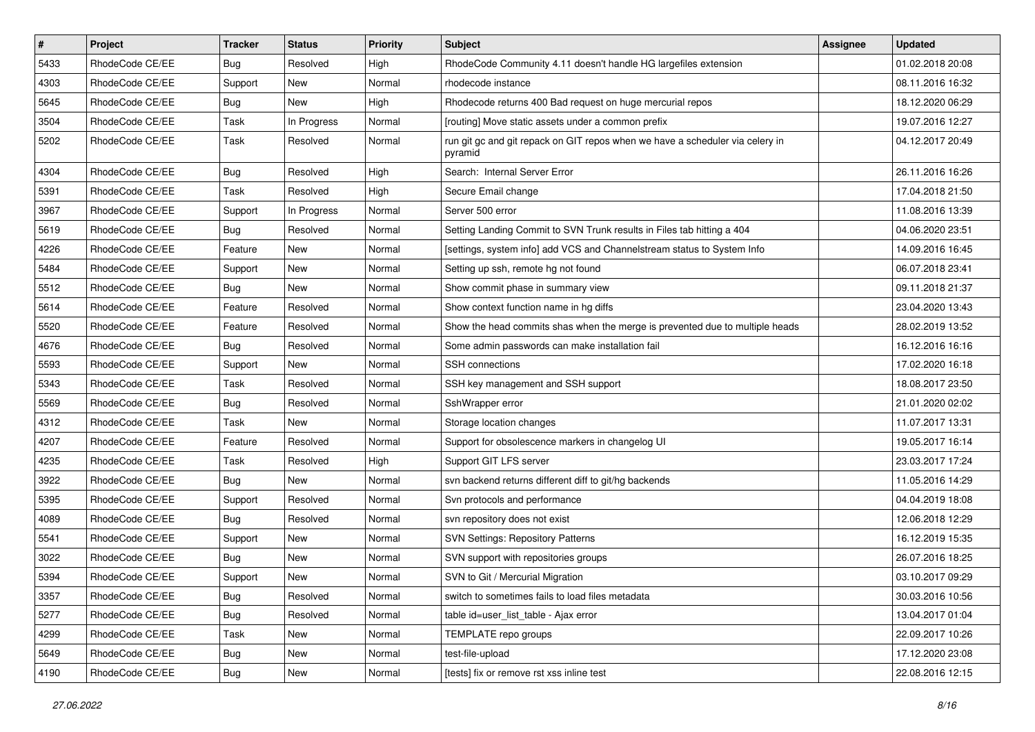| # | Project | Tracker | Status | Priority | Subject | Assignee | Updated |
|---|---|---|---|---|---|---|---|
| 5433 | RhodeCode CE/EE | Bug | Resolved | High | RhodeCode Community 4.11 doesn't handle HG largefiles extension | | 01.02.2018 20:08 |
| 4303 | RhodeCode CE/EE | Support | New | Normal | rhodecode instance | | 08.11.2016 16:32 |
| 5645 | RhodeCode CE/EE | Bug | New | High | Rhodecode returns 400 Bad request on huge mercurial repos | | 18.12.2020 06:29 |
| 3504 | RhodeCode CE/EE | Task | In Progress | Normal | [routing] Move static assets under a common prefix | | 19.07.2016 12:27 |
| 5202 | RhodeCode CE/EE | Task | Resolved | Normal | run git gc and git repack on GIT repos when we have a scheduler via celery in pyramid | | 04.12.2017 20:49 |
| 4304 | RhodeCode CE/EE | Bug | Resolved | High | Search: Internal Server Error | | 26.11.2016 16:26 |
| 5391 | RhodeCode CE/EE | Task | Resolved | High | Secure Email change | | 17.04.2018 21:50 |
| 3967 | RhodeCode CE/EE | Support | In Progress | Normal | Server 500 error | | 11.08.2016 13:39 |
| 5619 | RhodeCode CE/EE | Bug | Resolved | Normal | Setting Landing Commit to SVN Trunk results in Files tab hitting a 404 | | 04.06.2020 23:51 |
| 4226 | RhodeCode CE/EE | Feature | New | Normal | [settings, system info] add VCS and Channelstream status to System Info | | 14.09.2016 16:45 |
| 5484 | RhodeCode CE/EE | Support | New | Normal | Setting up ssh, remote hg not found | | 06.07.2018 23:41 |
| 5512 | RhodeCode CE/EE | Bug | New | Normal | Show commit phase in summary view | | 09.11.2018 21:37 |
| 5614 | RhodeCode CE/EE | Feature | Resolved | Normal | Show context function name in hg diffs | | 23.04.2020 13:43 |
| 5520 | RhodeCode CE/EE | Feature | Resolved | Normal | Show the head commits shas when the merge is prevented due to multiple heads | | 28.02.2019 13:52 |
| 4676 | RhodeCode CE/EE | Bug | Resolved | Normal | Some admin passwords can make installation fail | | 16.12.2016 16:16 |
| 5593 | RhodeCode CE/EE | Support | New | Normal | SSH connections | | 17.02.2020 16:18 |
| 5343 | RhodeCode CE/EE | Task | Resolved | Normal | SSH key management and SSH support | | 18.08.2017 23:50 |
| 5569 | RhodeCode CE/EE | Bug | Resolved | Normal | SshWrapper error | | 21.01.2020 02:02 |
| 4312 | RhodeCode CE/EE | Task | New | Normal | Storage location changes | | 11.07.2017 13:31 |
| 4207 | RhodeCode CE/EE | Feature | Resolved | Normal | Support for obsolescence markers in changelog UI | | 19.05.2017 16:14 |
| 4235 | RhodeCode CE/EE | Task | Resolved | High | Support GIT LFS server | | 23.03.2017 17:24 |
| 3922 | RhodeCode CE/EE | Bug | New | Normal | svn backend returns different diff to git/hg backends | | 11.05.2016 14:29 |
| 5395 | RhodeCode CE/EE | Support | Resolved | Normal | Svn protocols and performance | | 04.04.2019 18:08 |
| 4089 | RhodeCode CE/EE | Bug | Resolved | Normal | svn repository does not exist | | 12.06.2018 12:29 |
| 5541 | RhodeCode CE/EE | Support | New | Normal | SVN Settings: Repository Patterns | | 16.12.2019 15:35 |
| 3022 | RhodeCode CE/EE | Bug | New | Normal | SVN support with repositories groups | | 26.07.2016 18:25 |
| 5394 | RhodeCode CE/EE | Support | New | Normal | SVN to Git / Mercurial Migration | | 03.10.2017 09:29 |
| 3357 | RhodeCode CE/EE | Bug | Resolved | Normal | switch to sometimes fails to load files metadata | | 30.03.2016 10:56 |
| 5277 | RhodeCode CE/EE | Bug | Resolved | Normal | table id=user_list_table - Ajax error | | 13.04.2017 01:04 |
| 4299 | RhodeCode CE/EE | Task | New | Normal | TEMPLATE repo groups | | 22.09.2017 10:26 |
| 5649 | RhodeCode CE/EE | Bug | New | Normal | test-file-upload | | 17.12.2020 23:08 |
| 4190 | RhodeCode CE/EE | Bug | New | Normal | [tests] fix or remove rst xss inline test | | 22.08.2016 12:15 |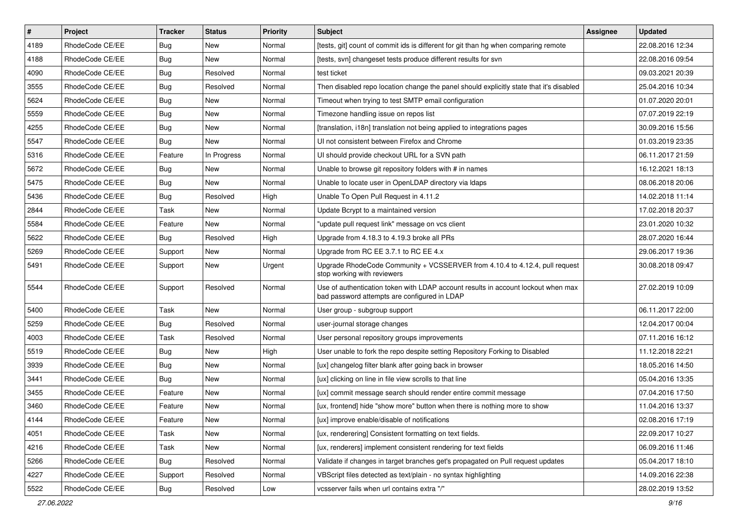| # | Project | Tracker | Status | Priority | Subject | Assignee | Updated |
|---|---|---|---|---|---|---|---|
| 4189 | RhodeCode CE/EE | Bug | New | Normal | [tests, git] count of commit ids is different for git than hg when comparing remote | | 22.08.2016 12:34 |
| 4188 | RhodeCode CE/EE | Bug | New | Normal | [tests, svn] changeset tests produce different results for svn | | 22.08.2016 09:54 |
| 4090 | RhodeCode CE/EE | Bug | Resolved | Normal | test ticket | | 09.03.2021 20:39 |
| 3555 | RhodeCode CE/EE | Bug | Resolved | Normal | Then disabled repo location change the panel should explicitly state that it's disabled | | 25.04.2016 10:34 |
| 5624 | RhodeCode CE/EE | Bug | New | Normal | Timeout when trying to test SMTP email configuration | | 01.07.2020 20:01 |
| 5559 | RhodeCode CE/EE | Bug | New | Normal | Timezone handling issue on repos list | | 07.07.2019 22:19 |
| 4255 | RhodeCode CE/EE | Bug | New | Normal | [translation, i18n] translation not being applied to integrations pages | | 30.09.2016 15:56 |
| 5547 | RhodeCode CE/EE | Bug | New | Normal | UI not consistent between Firefox and Chrome | | 01.03.2019 23:35 |
| 5316 | RhodeCode CE/EE | Feature | In Progress | Normal | UI should provide checkout URL for a SVN path | | 06.11.2017 21:59 |
| 5672 | RhodeCode CE/EE | Bug | New | Normal | Unable to browse git repository folders with # in names | | 16.12.2021 18:13 |
| 5475 | RhodeCode CE/EE | Bug | New | Normal | Unable to locate user in OpenLDAP directory via ldaps | | 08.06.2018 20:06 |
| 5436 | RhodeCode CE/EE | Bug | Resolved | High | Unable To Open Pull Request in 4.11.2 | | 14.02.2018 11:14 |
| 2844 | RhodeCode CE/EE | Task | New | Normal | Update Bcrypt to a maintained version | | 17.02.2018 20:37 |
| 5584 | RhodeCode CE/EE | Feature | New | Normal | "update pull request link" message on vcs client | | 23.01.2020 10:32 |
| 5622 | RhodeCode CE/EE | Bug | Resolved | High | Upgrade from 4.18.3 to 4.19.3 broke all PRs | | 28.07.2020 16:44 |
| 5269 | RhodeCode CE/EE | Support | New | Normal | Upgrade from RC EE 3.7.1 to RC EE 4.x | | 29.06.2017 19:36 |
| 5491 | RhodeCode CE/EE | Support | New | Urgent | Upgrade RhodeCode Community + VCSSERVER from 4.10.4 to 4.12.4, pull request stop working with reviewers | | 30.08.2018 09:47 |
| 5544 | RhodeCode CE/EE | Support | Resolved | Normal | Use of authentication token with LDAP account results in account lockout when max bad password attempts are configured in LDAP | | 27.02.2019 10:09 |
| 5400 | RhodeCode CE/EE | Task | New | Normal | User group - subgroup support | | 06.11.2017 22:00 |
| 5259 | RhodeCode CE/EE | Bug | Resolved | Normal | user-journal storage changes | | 12.04.2017 00:04 |
| 4003 | RhodeCode CE/EE | Task | Resolved | Normal | User personal repository groups improvements | | 07.11.2016 16:12 |
| 5519 | RhodeCode CE/EE | Bug | New | High | User unable to fork the repo despite setting Repository Forking to Disabled | | 11.12.2018 22:21 |
| 3939 | RhodeCode CE/EE | Bug | New | Normal | [ux] changelog filter blank after going back in browser | | 18.05.2016 14:50 |
| 3441 | RhodeCode CE/EE | Bug | New | Normal | [ux] clicking on line in file view scrolls to that line | | 05.04.2016 13:35 |
| 3455 | RhodeCode CE/EE | Feature | New | Normal | [ux] commit message search should render entire commit message | | 07.04.2016 17:50 |
| 3460 | RhodeCode CE/EE | Feature | New | Normal | [ux, frontend] hide "show more" button when there is nothing more to show | | 11.04.2016 13:37 |
| 4144 | RhodeCode CE/EE | Feature | New | Normal | [ux] improve enable/disable of notifications | | 02.08.2016 17:19 |
| 4051 | RhodeCode CE/EE | Task | New | Normal | [ux, renderering] Consistent formatting on text fields. | | 22.09.2017 10:27 |
| 4216 | RhodeCode CE/EE | Task | New | Normal | [ux, renderers] implement consistent rendering for text fields | | 06.09.2016 11:46 |
| 5266 | RhodeCode CE/EE | Bug | Resolved | Normal | Validate if changes in target branches get's propagated on Pull request updates | | 05.04.2017 18:10 |
| 4227 | RhodeCode CE/EE | Support | Resolved | Normal | VBScript files detected as text/plain - no syntax highlighting | | 14.09.2016 22:38 |
| 5522 | RhodeCode CE/EE | Bug | Resolved | Low | vcsserver fails when url contains extra "/" | | 28.02.2019 13:52 |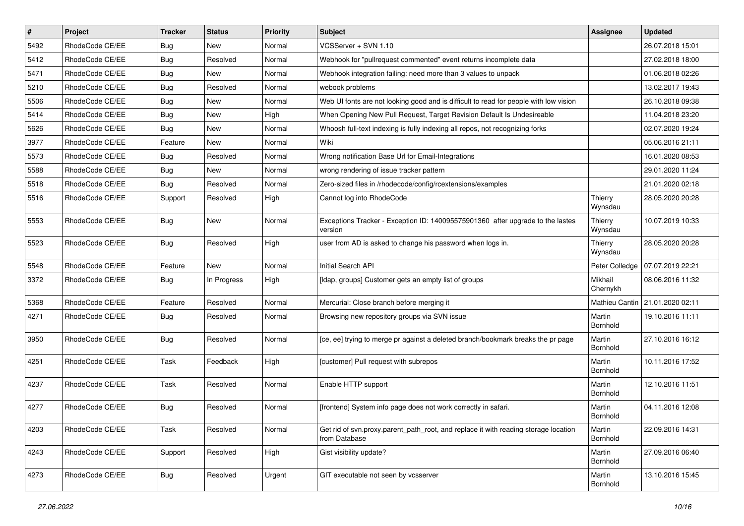| # | Project | Tracker | Status | Priority | Subject | Assignee | Updated |
|---|---|---|---|---|---|---|---|
| 5492 | RhodeCode CE/EE | Bug | New | Normal | VCSServer + SVN 1.10 | | 26.07.2018 15:01 |
| 5412 | RhodeCode CE/EE | Bug | Resolved | Normal | Webhook for "pullrequest commented" event returns incomplete data | | 27.02.2018 18:00 |
| 5471 | RhodeCode CE/EE | Bug | New | Normal | Webhook integration failing: need more than 3 values to unpack | | 01.06.2018 02:26 |
| 5210 | RhodeCode CE/EE | Bug | Resolved | Normal | webook problems | | 13.02.2017 19:43 |
| 5506 | RhodeCode CE/EE | Bug | New | Normal | Web UI fonts are not looking good and is difficult to read for people with low vision | | 26.10.2018 09:38 |
| 5414 | RhodeCode CE/EE | Bug | New | High | When Opening New Pull Request, Target Revision Default Is Undesireable | | 11.04.2018 23:20 |
| 5626 | RhodeCode CE/EE | Bug | New | Normal | Whoosh full-text indexing is fully indexing all repos, not recognizing forks | | 02.07.2020 19:24 |
| 3977 | RhodeCode CE/EE | Feature | New | Normal | Wiki | | 05.06.2016 21:11 |
| 5573 | RhodeCode CE/EE | Bug | Resolved | Normal | Wrong notification Base Url for Email-Integrations | | 16.01.2020 08:53 |
| 5588 | RhodeCode CE/EE | Bug | New | Normal | wrong rendering of issue tracker pattern | | 29.01.2020 11:24 |
| 5518 | RhodeCode CE/EE | Bug | Resolved | Normal | Zero-sized files in /rhodecode/config/rcextensions/examples | | 21.01.2020 02:18 |
| 5516 | RhodeCode CE/EE | Support | Resolved | High | Cannot log into RhodeCode | Thierry Wynsdau | 28.05.2020 20:28 |
| 5553 | RhodeCode CE/EE | Bug | New | Normal | Exceptions Tracker - Exception ID: 140095575901360 after upgrade to the lastes version | Thierry Wynsdau | 10.07.2019 10:33 |
| 5523 | RhodeCode CE/EE | Bug | Resolved | High | user from AD is asked to change his password when logs in. | Thierry Wynsdau | 28.05.2020 20:28 |
| 5548 | RhodeCode CE/EE | Feature | New | Normal | Initial Search API | Peter Colledge | 07.07.2019 22:21 |
| 3372 | RhodeCode CE/EE | Bug | In Progress | High | [ldap, groups] Customer gets an empty list of groups | Mikhail Chernykh | 08.06.2016 11:32 |
| 5368 | RhodeCode CE/EE | Feature | Resolved | Normal | Mercurial: Close branch before merging it | Mathieu Cantin | 21.01.2020 02:11 |
| 4271 | RhodeCode CE/EE | Bug | Resolved | Normal | Browsing new repository groups via SVN issue | Martin Bornhold | 19.10.2016 11:11 |
| 3950 | RhodeCode CE/EE | Bug | Resolved | Normal | [ce, ee] trying to merge pr against a deleted branch/bookmark breaks the pr page | Martin Bornhold | 27.10.2016 16:12 |
| 4251 | RhodeCode CE/EE | Task | Feedback | High | [customer] Pull request with subrepos | Martin Bornhold | 10.11.2016 17:52 |
| 4237 | RhodeCode CE/EE | Task | Resolved | Normal | Enable HTTP support | Martin Bornhold | 12.10.2016 11:51 |
| 4277 | RhodeCode CE/EE | Bug | Resolved | Normal | [frontend] System info page does not work correctly in safari. | Martin Bornhold | 04.11.2016 12:08 |
| 4203 | RhodeCode CE/EE | Task | Resolved | Normal | Get rid of svn.proxy.parent_path_root, and replace it with reading storage location from Database | Martin Bornhold | 22.09.2016 14:31 |
| 4243 | RhodeCode CE/EE | Support | Resolved | High | Gist visibility update? | Martin Bornhold | 27.09.2016 06:40 |
| 4273 | RhodeCode CE/EE | Bug | Resolved | Urgent | GIT executable not seen by vcsserver | Martin Bornhold | 13.10.2016 15:45 |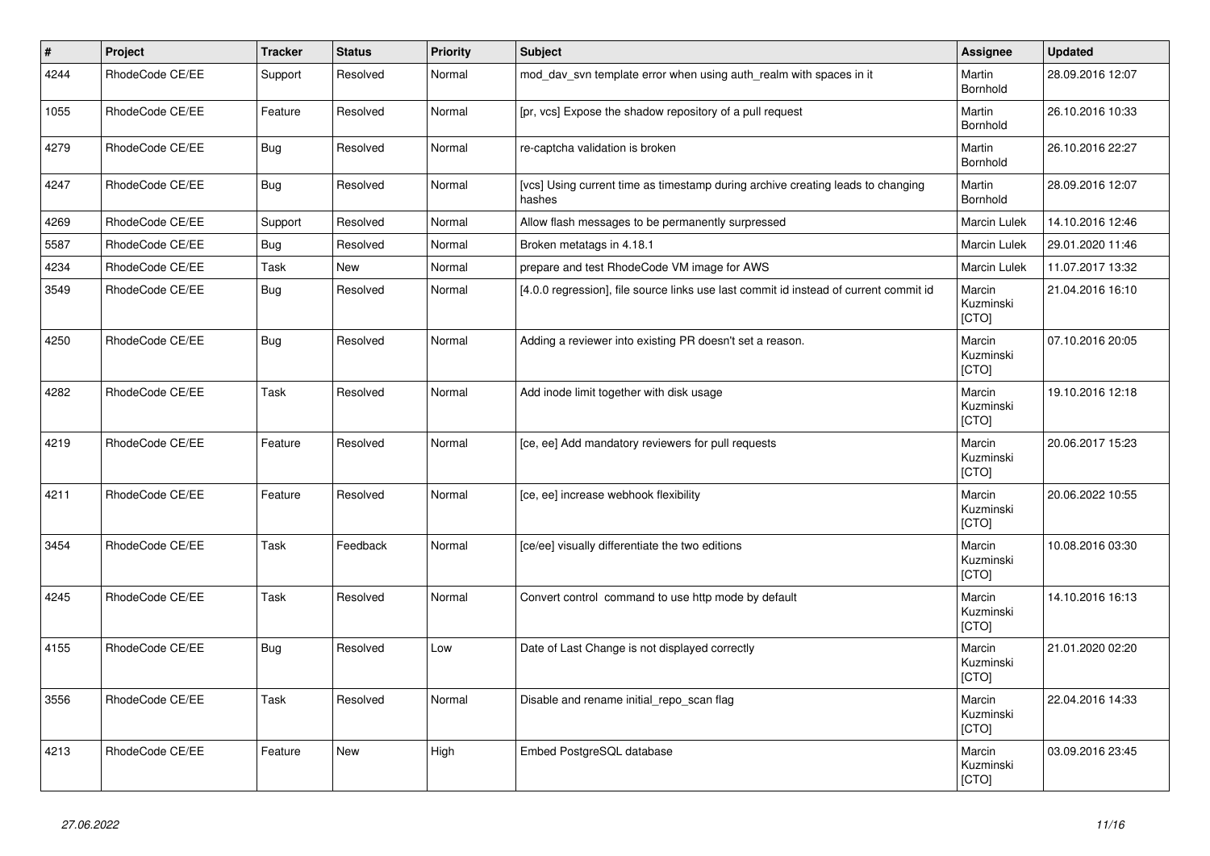| # | Project | Tracker | Status | Priority | Subject | Assignee | Updated |
|---|---|---|---|---|---|---|---|
| 4244 | RhodeCode CE/EE | Support | Resolved | Normal | mod_dav_svn template error when using auth_realm with spaces in it | Martin Bornhold | 28.09.2016 12:07 |
| 1055 | RhodeCode CE/EE | Feature | Resolved | Normal | [pr, vcs] Expose the shadow repository of a pull request | Martin Bornhold | 26.10.2016 10:33 |
| 4279 | RhodeCode CE/EE | Bug | Resolved | Normal | re-captcha validation is broken | Martin Bornhold | 26.10.2016 22:27 |
| 4247 | RhodeCode CE/EE | Bug | Resolved | Normal | [vcs] Using current time as timestamp during archive creating leads to changing hashes | Martin Bornhold | 28.09.2016 12:07 |
| 4269 | RhodeCode CE/EE | Support | Resolved | Normal | Allow flash messages to be permanently surpressed | Marcin Lulek | 14.10.2016 12:46 |
| 5587 | RhodeCode CE/EE | Bug | Resolved | Normal | Broken metatags in 4.18.1 | Marcin Lulek | 29.01.2020 11:46 |
| 4234 | RhodeCode CE/EE | Task | New | Normal | prepare and test RhodeCode VM image for AWS | Marcin Lulek | 11.07.2017 13:32 |
| 3549 | RhodeCode CE/EE | Bug | Resolved | Normal | [4.0.0 regression], file source links use last commit id instead of current commit id | Marcin Kuzminski [CTO] | 21.04.2016 16:10 |
| 4250 | RhodeCode CE/EE | Bug | Resolved | Normal | Adding a reviewer into existing PR doesn't set a reason. | Marcin Kuzminski [CTO] | 07.10.2016 20:05 |
| 4282 | RhodeCode CE/EE | Task | Resolved | Normal | Add inode limit together with disk usage | Marcin Kuzminski [CTO] | 19.10.2016 12:18 |
| 4219 | RhodeCode CE/EE | Feature | Resolved | Normal | [ce, ee] Add mandatory reviewers for pull requests | Marcin Kuzminski [CTO] | 20.06.2017 15:23 |
| 4211 | RhodeCode CE/EE | Feature | Resolved | Normal | [ce, ee] increase webhook flexibility | Marcin Kuzminski [CTO] | 20.06.2022 10:55 |
| 3454 | RhodeCode CE/EE | Task | Feedback | Normal | [ce/ee] visually differentiate the two editions | Marcin Kuzminski [CTO] | 10.08.2016 03:30 |
| 4245 | RhodeCode CE/EE | Task | Resolved | Normal | Convert control command to use http mode by default | Marcin Kuzminski [CTO] | 14.10.2016 16:13 |
| 4155 | RhodeCode CE/EE | Bug | Resolved | Low | Date of Last Change is not displayed correctly | Marcin Kuzminski [CTO] | 21.01.2020 02:20 |
| 3556 | RhodeCode CE/EE | Task | Resolved | Normal | Disable and rename initial_repo_scan flag | Marcin Kuzminski [CTO] | 22.04.2016 14:33 |
| 4213 | RhodeCode CE/EE | Feature | New | High | Embed PostgreSQL database | Marcin Kuzminski [CTO] | 03.09.2016 23:45 |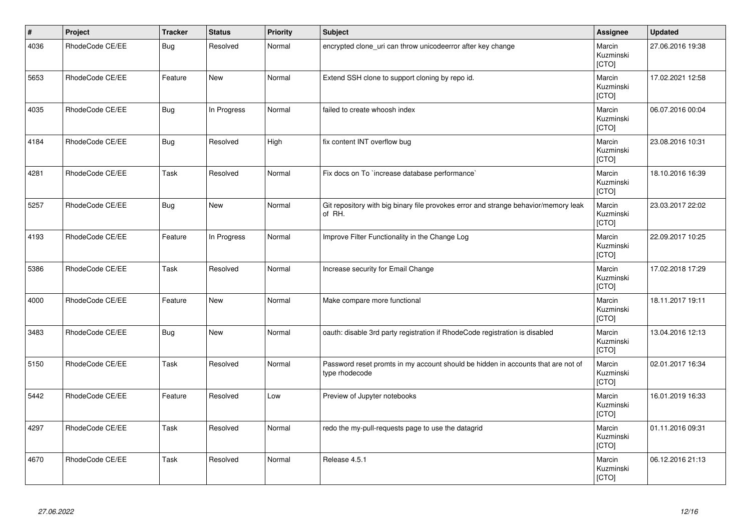| # | Project | Tracker | Status | Priority | Subject | Assignee | Updated |
|---|---|---|---|---|---|---|---|
| 4036 | RhodeCode CE/EE | Bug | Resolved | Normal | encrypted clone_uri can throw unicodeerror after key change | Marcin Kuzminski [CTO] | 27.06.2016 19:38 |
| 5653 | RhodeCode CE/EE | Feature | New | Normal | Extend SSH clone to support cloning by repo id. | Marcin Kuzminski [CTO] | 17.02.2021 12:58 |
| 4035 | RhodeCode CE/EE | Bug | In Progress | Normal | failed to create whoosh index | Marcin Kuzminski [CTO] | 06.07.2016 00:04 |
| 4184 | RhodeCode CE/EE | Bug | Resolved | High | fix content INT overflow bug | Marcin Kuzminski [CTO] | 23.08.2016 10:31 |
| 4281 | RhodeCode CE/EE | Task | Resolved | Normal | Fix docs on To `increase database performance` | Marcin Kuzminski [CTO] | 18.10.2016 16:39 |
| 5257 | RhodeCode CE/EE | Bug | New | Normal | Git repository with big binary file provokes error and strange behavior/memory leak of RH. | Marcin Kuzminski [CTO] | 23.03.2017 22:02 |
| 4193 | RhodeCode CE/EE | Feature | In Progress | Normal | Improve Filter Functionality in the Change Log | Marcin Kuzminski [CTO] | 22.09.2017 10:25 |
| 5386 | RhodeCode CE/EE | Task | Resolved | Normal | Increase security for Email Change | Marcin Kuzminski [CTO] | 17.02.2018 17:29 |
| 4000 | RhodeCode CE/EE | Feature | New | Normal | Make compare more functional | Marcin Kuzminski [CTO] | 18.11.2017 19:11 |
| 3483 | RhodeCode CE/EE | Bug | New | Normal | oauth: disable 3rd party registration if RhodeCode registration is disabled | Marcin Kuzminski [CTO] | 13.04.2016 12:13 |
| 5150 | RhodeCode CE/EE | Task | Resolved | Normal | Password reset promts in my account should be hidden in accounts that are not of type rhodecode | Marcin Kuzminski [CTO] | 02.01.2017 16:34 |
| 5442 | RhodeCode CE/EE | Feature | Resolved | Low | Preview of Jupyter notebooks | Marcin Kuzminski [CTO] | 16.01.2019 16:33 |
| 4297 | RhodeCode CE/EE | Task | Resolved | Normal | redo the my-pull-requests page to use the datagrid | Marcin Kuzminski [CTO] | 01.11.2016 09:31 |
| 4670 | RhodeCode CE/EE | Task | Resolved | Normal | Release 4.5.1 | Marcin Kuzminski [CTO] | 06.12.2016 21:13 |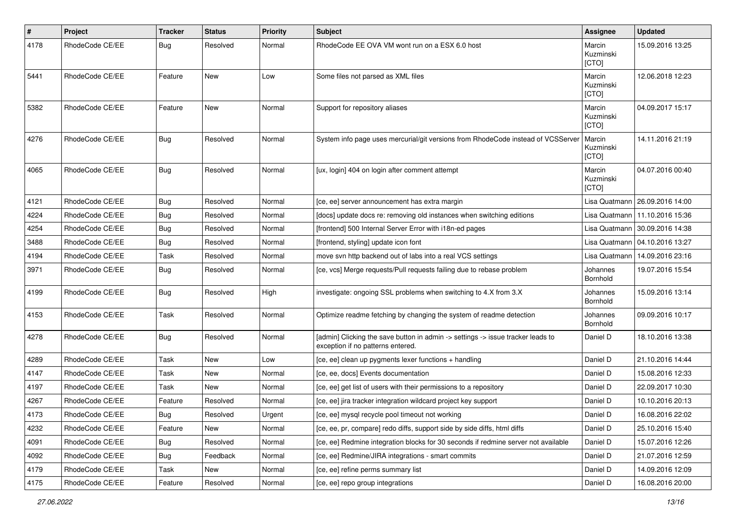| # | Project | Tracker | Status | Priority | Subject | Assignee | Updated |
|---|---|---|---|---|---|---|---|
| 4178 | RhodeCode CE/EE | Bug | Resolved | Normal | RhodeCode EE OVA VM wont run on a ESX 6.0 host | Marcin Kuzminski [CTO] | 15.09.2016 13:25 |
| 5441 | RhodeCode CE/EE | Feature | New | Low | Some files not parsed as XML files | Marcin Kuzminski [CTO] | 12.06.2018 12:23 |
| 5382 | RhodeCode CE/EE | Feature | New | Normal | Support for repository aliases | Marcin Kuzminski [CTO] | 04.09.2017 15:17 |
| 4276 | RhodeCode CE/EE | Bug | Resolved | Normal | System info page uses mercurial/git versions from RhodeCode instead of VCSServer | Marcin Kuzminski [CTO] | 14.11.2016 21:19 |
| 4065 | RhodeCode CE/EE | Bug | Resolved | Normal | [ux, login] 404 on login after comment attempt | Marcin Kuzminski [CTO] | 04.07.2016 00:40 |
| 4121 | RhodeCode CE/EE | Bug | Resolved | Normal | [ce, ee] server announcement has extra margin | Lisa Quatmann | 26.09.2016 14:00 |
| 4224 | RhodeCode CE/EE | Bug | Resolved | Normal | [docs] update docs re: removing old instances when switching editions | Lisa Quatmann | 11.10.2016 15:36 |
| 4254 | RhodeCode CE/EE | Bug | Resolved | Normal | [frontend] 500 Internal Server Error with i18n-ed pages | Lisa Quatmann | 30.09.2016 14:38 |
| 3488 | RhodeCode CE/EE | Bug | Resolved | Normal | [frontend, styling] update icon font | Lisa Quatmann | 04.10.2016 13:27 |
| 4194 | RhodeCode CE/EE | Task | Resolved | Normal | move svn http backend out of labs into a real VCS settings | Lisa Quatmann | 14.09.2016 23:16 |
| 3971 | RhodeCode CE/EE | Bug | Resolved | Normal | [ce, vcs] Merge requests/Pull requests failing due to rebase problem | Johannes Bornhold | 19.07.2016 15:54 |
| 4199 | RhodeCode CE/EE | Bug | Resolved | High | investigate: ongoing SSL problems when switching to 4.X from 3.X | Johannes Bornhold | 15.09.2016 13:14 |
| 4153 | RhodeCode CE/EE | Task | Resolved | Normal | Optimize readme fetching by changing the system of readme detection | Johannes Bornhold | 09.09.2016 10:17 |
| 4278 | RhodeCode CE/EE | Bug | Resolved | Normal | [admin] Clicking the save button in admin -> settings -> issue tracker leads to exception if no patterns entered. | Daniel D | 18.10.2016 13:38 |
| 4289 | RhodeCode CE/EE | Task | New | Low | [ce, ee] clean up pygments lexer functions + handling | Daniel D | 21.10.2016 14:44 |
| 4147 | RhodeCode CE/EE | Task | New | Normal | [ce, ee, docs] Events documentation | Daniel D | 15.08.2016 12:33 |
| 4197 | RhodeCode CE/EE | Task | New | Normal | [ce, ee] get list of users with their permissions to a repository | Daniel D | 22.09.2017 10:30 |
| 4267 | RhodeCode CE/EE | Feature | Resolved | Normal | [ce, ee] jira tracker integration wildcard project key support | Daniel D | 10.10.2016 20:13 |
| 4173 | RhodeCode CE/EE | Bug | Resolved | Urgent | [ce, ee] mysql recycle pool timeout not working | Daniel D | 16.08.2016 22:02 |
| 4232 | RhodeCode CE/EE | Feature | New | Normal | [ce, ee, pr, compare] redo diffs, support side by side diffs, html diffs | Daniel D | 25.10.2016 15:40 |
| 4091 | RhodeCode CE/EE | Bug | Resolved | Normal | [ce, ee] Redmine integration blocks for 30 seconds if redmine server not available | Daniel D | 15.07.2016 12:26 |
| 4092 | RhodeCode CE/EE | Bug | Feedback | Normal | [ce, ee] Redmine/JIRA integrations - smart commits | Daniel D | 21.07.2016 12:59 |
| 4179 | RhodeCode CE/EE | Task | New | Normal | [ce, ee] refine perms summary list | Daniel D | 14.09.2016 12:09 |
| 4175 | RhodeCode CE/EE | Feature | Resolved | Normal | [ce, ee] repo group integrations | Daniel D | 16.08.2016 20:00 |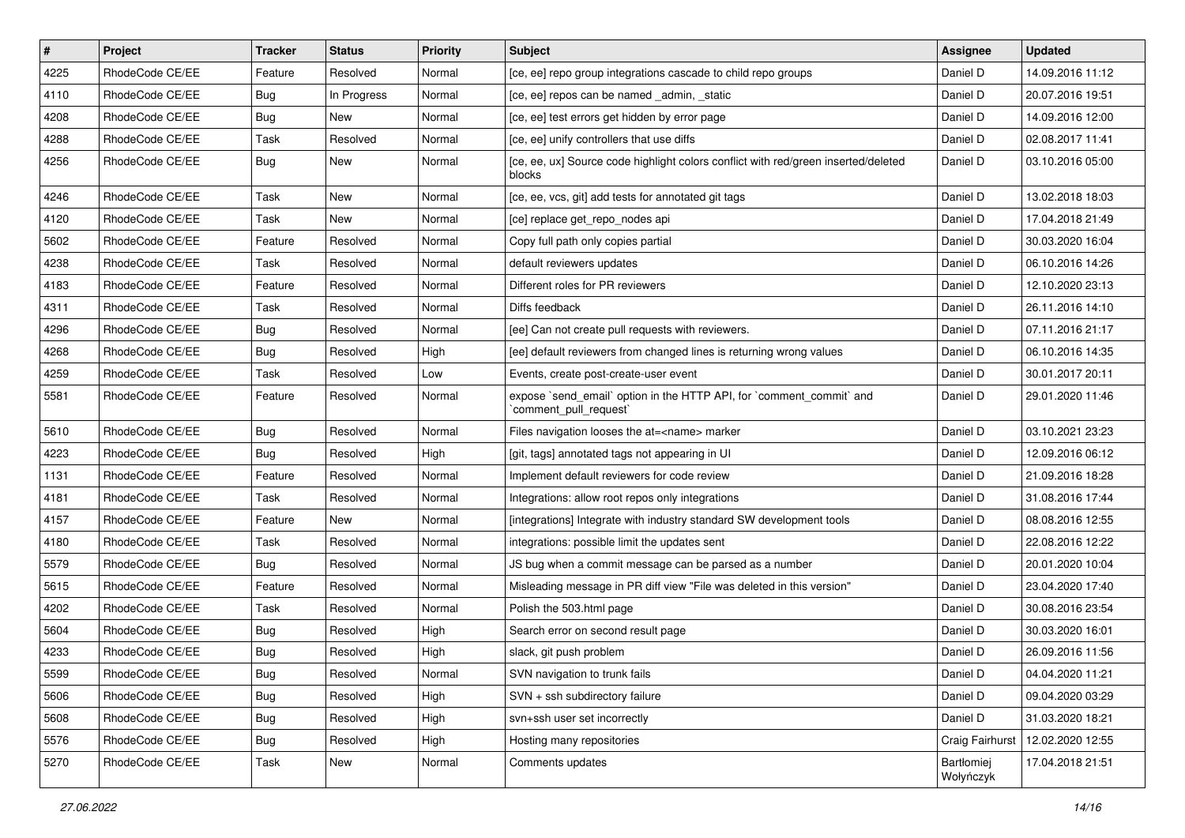| # | Project | Tracker | Status | Priority | Subject | Assignee | Updated |
|---|---|---|---|---|---|---|---|
| 4225 | RhodeCode CE/EE | Feature | Resolved | Normal | [ce, ee] repo group integrations cascade to child repo groups | Daniel D | 14.09.2016 11:12 |
| 4110 | RhodeCode CE/EE | Bug | In Progress | Normal | [ce, ee] repos can be named _admin, _static | Daniel D | 20.07.2016 19:51 |
| 4208 | RhodeCode CE/EE | Bug | New | Normal | [ce, ee] test errors get hidden by error page | Daniel D | 14.09.2016 12:00 |
| 4288 | RhodeCode CE/EE | Task | Resolved | Normal | [ce, ee] unify controllers that use diffs | Daniel D | 02.08.2017 11:41 |
| 4256 | RhodeCode CE/EE | Bug | New | Normal | [ce, ee, ux] Source code highlight colors conflict with red/green inserted/deleted blocks | Daniel D | 03.10.2016 05:00 |
| 4246 | RhodeCode CE/EE | Task | New | Normal | [ce, ee, vcs, git] add tests for annotated git tags | Daniel D | 13.02.2018 18:03 |
| 4120 | RhodeCode CE/EE | Task | New | Normal | [ce] replace get_repo_nodes api | Daniel D | 17.04.2018 21:49 |
| 5602 | RhodeCode CE/EE | Feature | Resolved | Normal | Copy full path only copies partial | Daniel D | 30.03.2020 16:04 |
| 4238 | RhodeCode CE/EE | Task | Resolved | Normal | default reviewers updates | Daniel D | 06.10.2016 14:26 |
| 4183 | RhodeCode CE/EE | Feature | Resolved | Normal | Different roles for PR reviewers | Daniel D | 12.10.2020 23:13 |
| 4311 | RhodeCode CE/EE | Task | Resolved | Normal | Diffs feedback | Daniel D | 26.11.2016 14:10 |
| 4296 | RhodeCode CE/EE | Bug | Resolved | Normal | [ee] Can not create pull requests with reviewers. | Daniel D | 07.11.2016 21:17 |
| 4268 | RhodeCode CE/EE | Bug | Resolved | High | [ee] default reviewers from changed lines is returning wrong values | Daniel D | 06.10.2016 14:35 |
| 4259 | RhodeCode CE/EE | Task | Resolved | Low | Events, create post-create-user event | Daniel D | 30.01.2017 20:11 |
| 5581 | RhodeCode CE/EE | Feature | Resolved | Normal | expose `send_email` option in the HTTP API, for `comment_commit` and `comment_pull_request` | Daniel D | 29.01.2020 11:46 |
| 5610 | RhodeCode CE/EE | Bug | Resolved | Normal | Files navigation looses the at=<name> marker | Daniel D | 03.10.2021 23:23 |
| 4223 | RhodeCode CE/EE | Bug | Resolved | High | [git, tags] annotated tags not appearing in UI | Daniel D | 12.09.2016 06:12 |
| 1131 | RhodeCode CE/EE | Feature | Resolved | Normal | Implement default reviewers for code review | Daniel D | 21.09.2016 18:28 |
| 4181 | RhodeCode CE/EE | Task | Resolved | Normal | Integrations: allow root repos only integrations | Daniel D | 31.08.2016 17:44 |
| 4157 | RhodeCode CE/EE | Feature | New | Normal | [integrations] Integrate with industry standard SW development tools | Daniel D | 08.08.2016 12:55 |
| 4180 | RhodeCode CE/EE | Task | Resolved | Normal | integrations: possible limit the updates sent | Daniel D | 22.08.2016 12:22 |
| 5579 | RhodeCode CE/EE | Bug | Resolved | Normal | JS bug when a commit message can be parsed as a number | Daniel D | 20.01.2020 10:04 |
| 5615 | RhodeCode CE/EE | Feature | Resolved | Normal | Misleading message in PR diff view "File was deleted in this version" | Daniel D | 23.04.2020 17:40 |
| 4202 | RhodeCode CE/EE | Task | Resolved | Normal | Polish the 503.html page | Daniel D | 30.08.2016 23:54 |
| 5604 | RhodeCode CE/EE | Bug | Resolved | High | Search error on second result page | Daniel D | 30.03.2020 16:01 |
| 4233 | RhodeCode CE/EE | Bug | Resolved | High | slack, git push problem | Daniel D | 26.09.2016 11:56 |
| 5599 | RhodeCode CE/EE | Bug | Resolved | Normal | SVN navigation to trunk fails | Daniel D | 04.04.2020 11:21 |
| 5606 | RhodeCode CE/EE | Bug | Resolved | High | SVN + ssh subdirectory failure | Daniel D | 09.04.2020 03:29 |
| 5608 | RhodeCode CE/EE | Bug | Resolved | High | svn+ssh user set incorrectly | Daniel D | 31.03.2020 18:21 |
| 5576 | RhodeCode CE/EE | Bug | Resolved | High | Hosting many repositories | Craig Fairhurst | 12.02.2020 12:55 |
| 5270 | RhodeCode CE/EE | Task | New | Normal | Comments updates | Bartłomiej Wołyńczyk | 17.04.2018 21:51 |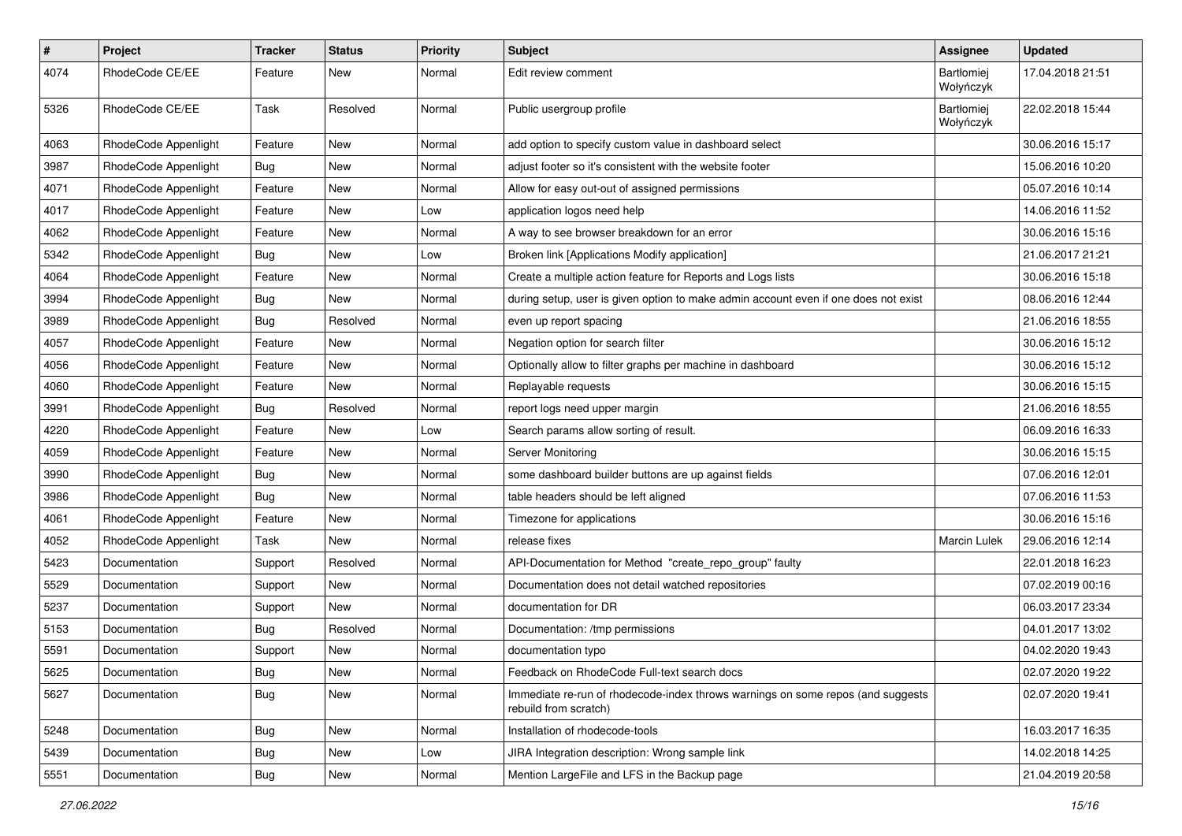| # | Project | Tracker | Status | Priority | Subject | Assignee | Updated |
|---|---|---|---|---|---|---|---|
| 4074 | RhodeCode CE/EE | Feature | New | Normal | Edit review comment | Bartłomiej Wołyńczyk | 17.04.2018 21:51 |
| 5326 | RhodeCode CE/EE | Task | Resolved | Normal | Public usergroup profile | Bartłomiej Wołyńczyk | 22.02.2018 15:44 |
| 4063 | RhodeCode Appenlight | Feature | New | Normal | add option to specify custom value in dashboard select | | 30.06.2016 15:17 |
| 3987 | RhodeCode Appenlight | Bug | New | Normal | adjust footer so it's consistent with the website footer | | 15.06.2016 10:20 |
| 4071 | RhodeCode Appenlight | Feature | New | Normal | Allow for easy out-out of assigned permissions | | 05.07.2016 10:14 |
| 4017 | RhodeCode Appenlight | Feature | New | Low | application logos need help | | 14.06.2016 11:52 |
| 4062 | RhodeCode Appenlight | Feature | New | Normal | A way to see browser breakdown for an error | | 30.06.2016 15:16 |
| 5342 | RhodeCode Appenlight | Bug | New | Low | Broken link [Applications Modify application] | | 21.06.2017 21:21 |
| 4064 | RhodeCode Appenlight | Feature | New | Normal | Create a multiple action feature for Reports and Logs lists | | 30.06.2016 15:18 |
| 3994 | RhodeCode Appenlight | Bug | New | Normal | during setup, user is given option to make admin account even if one does not exist | | 08.06.2016 12:44 |
| 3989 | RhodeCode Appenlight | Bug | Resolved | Normal | even up report spacing | | 21.06.2016 18:55 |
| 4057 | RhodeCode Appenlight | Feature | New | Normal | Negation option for search filter | | 30.06.2016 15:12 |
| 4056 | RhodeCode Appenlight | Feature | New | Normal | Optionally allow to filter graphs per machine in dashboard | | 30.06.2016 15:12 |
| 4060 | RhodeCode Appenlight | Feature | New | Normal | Replayable requests | | 30.06.2016 15:15 |
| 3991 | RhodeCode Appenlight | Bug | Resolved | Normal | report logs need upper margin | | 21.06.2016 18:55 |
| 4220 | RhodeCode Appenlight | Feature | New | Low | Search params allow sorting of result. | | 06.09.2016 16:33 |
| 4059 | RhodeCode Appenlight | Feature | New | Normal | Server Monitoring | | 30.06.2016 15:15 |
| 3990 | RhodeCode Appenlight | Bug | New | Normal | some dashboard builder buttons are up against fields | | 07.06.2016 12:01 |
| 3986 | RhodeCode Appenlight | Bug | New | Normal | table headers should be left aligned | | 07.06.2016 11:53 |
| 4061 | RhodeCode Appenlight | Feature | New | Normal | Timezone for applications | | 30.06.2016 15:16 |
| 4052 | RhodeCode Appenlight | Task | New | Normal | release fixes | Marcin Lulek | 29.06.2016 12:14 |
| 5423 | Documentation | Support | Resolved | Normal | API-Documentation for Method "create_repo_group" faulty | | 22.01.2018 16:23 |
| 5529 | Documentation | Support | New | Normal | Documentation does not detail watched repositories | | 07.02.2019 00:16 |
| 5237 | Documentation | Support | New | Normal | documentation for DR | | 06.03.2017 23:34 |
| 5153 | Documentation | Bug | Resolved | Normal | Documentation: /tmp permissions | | 04.01.2017 13:02 |
| 5591 | Documentation | Support | New | Normal | documentation typo | | 04.02.2020 19:43 |
| 5625 | Documentation | Bug | New | Normal | Feedback on RhodeCode Full-text search docs | | 02.07.2020 19:22 |
| 5627 | Documentation | Bug | New | Normal | Immediate re-run of rhodecode-index throws warnings on some repos (and suggests rebuild from scratch) | | 02.07.2020 19:41 |
| 5248 | Documentation | Bug | New | Normal | Installation of rhodecode-tools | | 16.03.2017 16:35 |
| 5439 | Documentation | Bug | New | Low | JIRA Integration description: Wrong sample link | | 14.02.2018 14:25 |
| 5551 | Documentation | Bug | New | Normal | Mention LargeFile and LFS in the Backup page | | 21.04.2019 20:58 |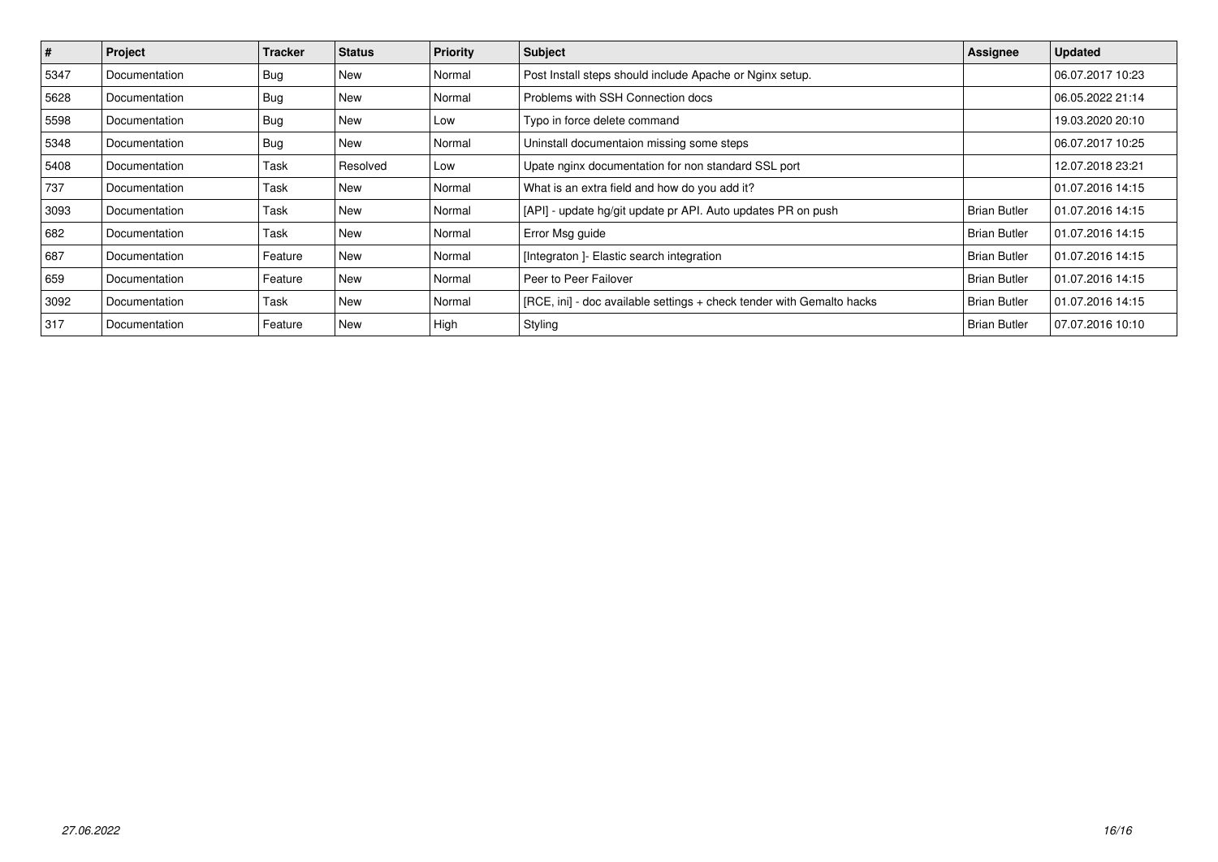| # | Project | Tracker | Status | Priority | Subject | Assignee | Updated |
|---|---|---|---|---|---|---|---|
| 5347 | Documentation | Bug | New | Normal | Post Install steps should include Apache or Nginx setup. | | 06.07.2017 10:23 |
| 5628 | Documentation | Bug | New | Normal | Problems with SSH Connection docs | | 06.05.2022 21:14 |
| 5598 | Documentation | Bug | New | Low | Typo in force delete command | | 19.03.2020 20:10 |
| 5348 | Documentation | Bug | New | Normal | Uninstall documentaion missing some steps | | 06.07.2017 10:25 |
| 5408 | Documentation | Task | Resolved | Low | Upate nginx documentation for non standard SSL port | | 12.07.2018 23:21 |
| 737 | Documentation | Task | New | Normal | What is an extra field and how do you add it? | | 01.07.2016 14:15 |
| 3093 | Documentation | Task | New | Normal | [API] - update hg/git update pr API. Auto updates PR on push | Brian Butler | 01.07.2016 14:15 |
| 682 | Documentation | Task | New | Normal | Error Msg guide | Brian Butler | 01.07.2016 14:15 |
| 687 | Documentation | Feature | New | Normal | [Integraton ]- Elastic search integration | Brian Butler | 01.07.2016 14:15 |
| 659 | Documentation | Feature | New | Normal | Peer to Peer Failover | Brian Butler | 01.07.2016 14:15 |
| 3092 | Documentation | Task | New | Normal | [RCE, ini] - doc available settings + check tender with Gemalto hacks | Brian Butler | 01.07.2016 14:15 |
| 317 | Documentation | Feature | New | High | Styling | Brian Butler | 07.07.2016 10:10 |

*27.06.2022*